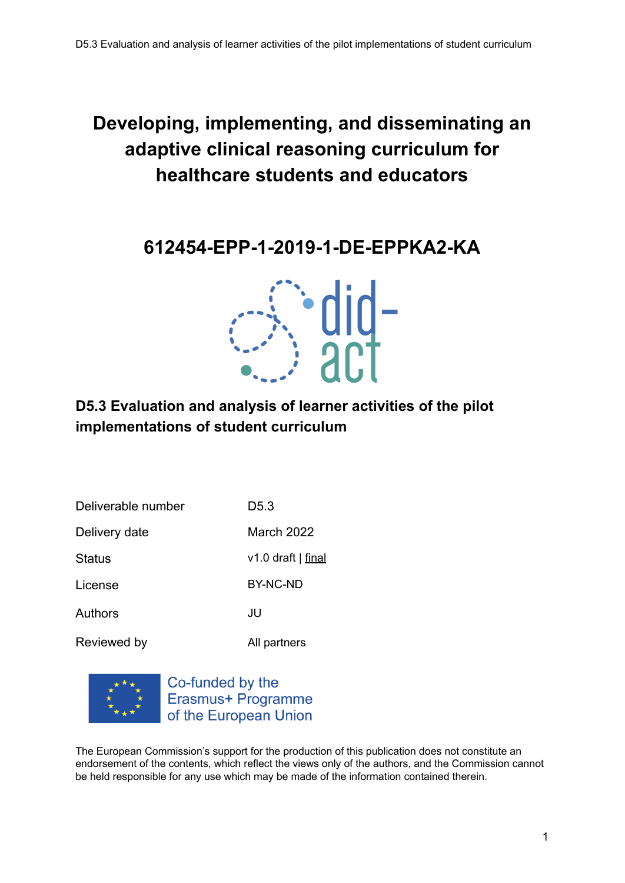# Developing, implementing, and disseminating an adaptive clinical reasoning curriculum for healthcare students and educators

## 612454-EPP-1-2019-1-DE-EPPKA2-KA

did-act

## D5.3 Evaluation and analysis of learner activities of the pilot implementations of student curriculum

| | |
|---|---|
| Deliverable number | D5.3 |
| Delivery date | March 2022 |
| Status | v1.0 draft \| final |
| License | BY-NC-ND |
| Authors | JU |
| Reviewed by | All partners |

Co-funded by the Erasmus+ Programme of the European Union

The European Commission's support for the production of this publication does not constitute an endorsement of the contents, which reflect the views only of the authors, and the Commission cannot be held responsible for any use which may be made of the information contained therein.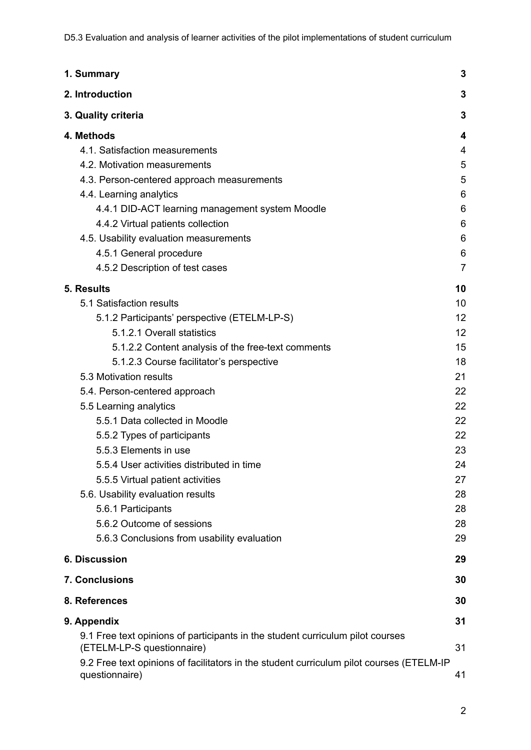| | |
|---|---|
| **1. Summary** | **3** |
| **2. Introduction** | **3** |
| **3. Quality criteria** | **3** |
| **4. Methods** | **4** |
| 4.1. Satisfaction measurements | 4 |
| 4.2. Motivation measurements | 5 |
| 4.3. Person-centered approach measurements | 5 |
| 4.4. Learning analytics | 6 |
| 4.4.1 DID-ACT learning management system Moodle | 6 |
| 4.4.2 Virtual patients collection | 6 |
| 4.5. Usability evaluation measurements | 6 |
| 4.5.1 General procedure | 6 |
| 4.5.2 Description of test cases | 7 |
| **5. Results** | **10** |
| 5.1 Satisfaction results | 10 |
| 5.1.2 Participants' perspective (ETELM-LP-S) | 12 |
| 5.1.2.1 Overall statistics | 12 |
| 5.1.2.2 Content analysis of the free-text comments | 15 |
| 5.1.2.3 Course facilitator's perspective | 18 |
| 5.3 Motivation results | 21 |
| 5.4. Person-centered approach | 22 |
| 5.5 Learning analytics | 22 |
| 5.5.1 Data collected in Moodle | 22 |
| 5.5.2 Types of participants | 22 |
| 5.5.3 Elements in use | 23 |
| 5.5.4 User activities distributed in time | 24 |
| 5.5.5 Virtual patient activities | 27 |
| 5.6. Usability evaluation results | 28 |
| 5.6.1 Participants | 28 |
| 5.6.2 Outcome of sessions | 28 |
| 5.6.3 Conclusions from usability evaluation | 29 |
| **6. Discussion** | **29** |
| **7. Conclusions** | **30** |
| **8. References** | **30** |
| **9. Appendix** | **31** |
| 9.1 Free text opinions of participants in the student curriculum pilot courses (ETELM-LP-S questionnaire) | 31 |
| 9.2 Free text opinions of facilitators in the student curriculum pilot courses (ETELM-IP questionnaire) | 41 |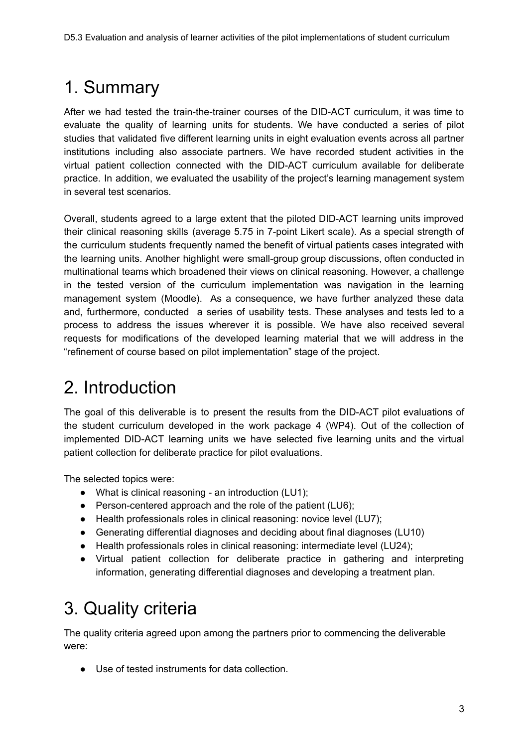# 1. Summary

After we had tested the train-the-trainer courses of the DID-ACT curriculum, it was time to evaluate the quality of learning units for students. We have conducted a series of pilot studies that validated five different learning units in eight evaluation events across all partner institutions including also associate partners. We have recorded student activities in the virtual patient collection connected with the DID-ACT curriculum available for deliberate practice. In addition, we evaluated the usability of the project's learning management system in several test scenarios.

Overall, students agreed to a large extent that the piloted DID-ACT learning units improved their clinical reasoning skills (average 5.75 in 7-point Likert scale). As a special strength of the curriculum students frequently named the benefit of virtual patients cases integrated with the learning units. Another highlight were small-group group discussions, often conducted in multinational teams which broadened their views on clinical reasoning. However, a challenge in the tested version of the curriculum implementation was navigation in the learning management system (Moodle). As a consequence, we have further analyzed these data and, furthermore, conducted a series of usability tests. These analyses and tests led to a process to address the issues wherever it is possible. We have also received several requests for modifications of the developed learning material that we will address in the "refinement of course based on pilot implementation" stage of the project.

# 2. Introduction

The goal of this deliverable is to present the results from the DID-ACT pilot evaluations of the student curriculum developed in the work package 4 (WP4). Out of the collection of implemented DID-ACT learning units we have selected five learning units and the virtual patient collection for deliberate practice for pilot evaluations.

The selected topics were:

- What is clinical reasoning - an introduction (LU1);
- Person-centered approach and the role of the patient (LU6);
- Health professionals roles in clinical reasoning: novice level (LU7);
- Generating differential diagnoses and deciding about final diagnoses (LU10)
- Health professionals roles in clinical reasoning: intermediate level (LU24);
- Virtual patient collection for deliberate practice in gathering and interpreting information, generating differential diagnoses and developing a treatment plan.

# 3. Quality criteria

The quality criteria agreed upon among the partners prior to commencing the deliverable were:

- Use of tested instruments for data collection.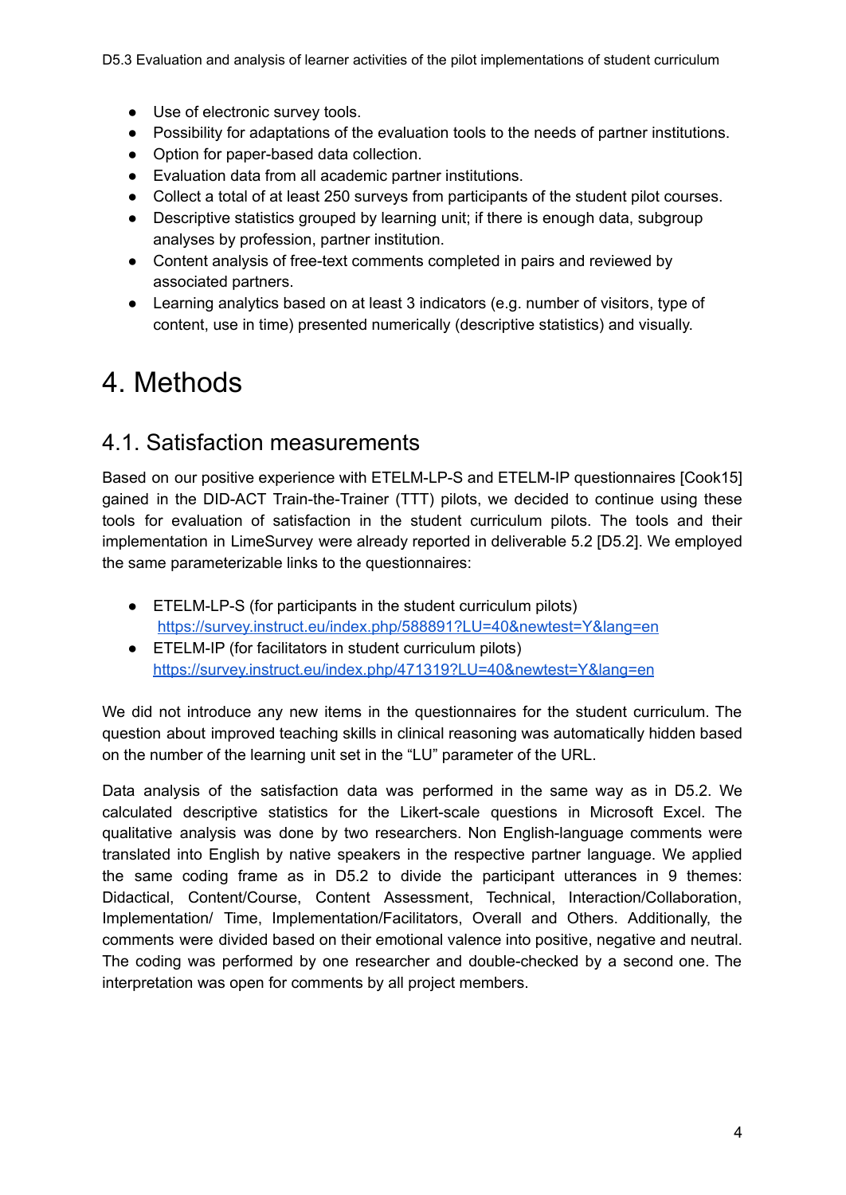- Use of electronic survey tools.
- Possibility for adaptations of the evaluation tools to the needs of partner institutions.
- Option for paper-based data collection.
- Evaluation data from all academic partner institutions.
- Collect a total of at least 250 surveys from participants of the student pilot courses.
- Descriptive statistics grouped by learning unit; if there is enough data, subgroup analyses by profession, partner institution.
- Content analysis of free-text comments completed in pairs and reviewed by associated partners.
- Learning analytics based on at least 3 indicators (e.g. number of visitors, type of content, use in time) presented numerically (descriptive statistics) and visually.

# 4. Methods

## 4.1. Satisfaction measurements

Based on our positive experience with ETELM-LP-S and ETELM-IP questionnaires [Cook15] gained in the DID-ACT Train-the-Trainer (TTT) pilots, we decided to continue using these tools for evaluation of satisfaction in the student curriculum pilots. The tools and their implementation in LimeSurvey were already reported in deliverable 5.2 [D5.2]. We employed the same parameterizable links to the questionnaires:

- ETELM-LP-S (for participants in the student curriculum pilots)
  https://survey.instruct.eu/index.php/588891?LU=40&newtest=Y&lang=en
- ETELM-IP (for facilitators in student curriculum pilots)
  https://survey.instruct.eu/index.php/471319?LU=40&newtest=Y&lang=en

We did not introduce any new items in the questionnaires for the student curriculum. The question about improved teaching skills in clinical reasoning was automatically hidden based on the number of the learning unit set in the "LU" parameter of the URL.

Data analysis of the satisfaction data was performed in the same way as in D5.2. We calculated descriptive statistics for the Likert-scale questions in Microsoft Excel. The qualitative analysis was done by two researchers. Non English-language comments were translated into English by native speakers in the respective partner language. We applied the same coding frame as in D5.2 to divide the participant utterances in 9 themes: Didactical, Content/Course, Content Assessment, Technical, Interaction/Collaboration, Implementation/ Time, Implementation/Facilitators, Overall and Others. Additionally, the comments were divided based on their emotional valence into positive, negative and neutral. The coding was performed by one researcher and double-checked by a second one. The interpretation was open for comments by all project members.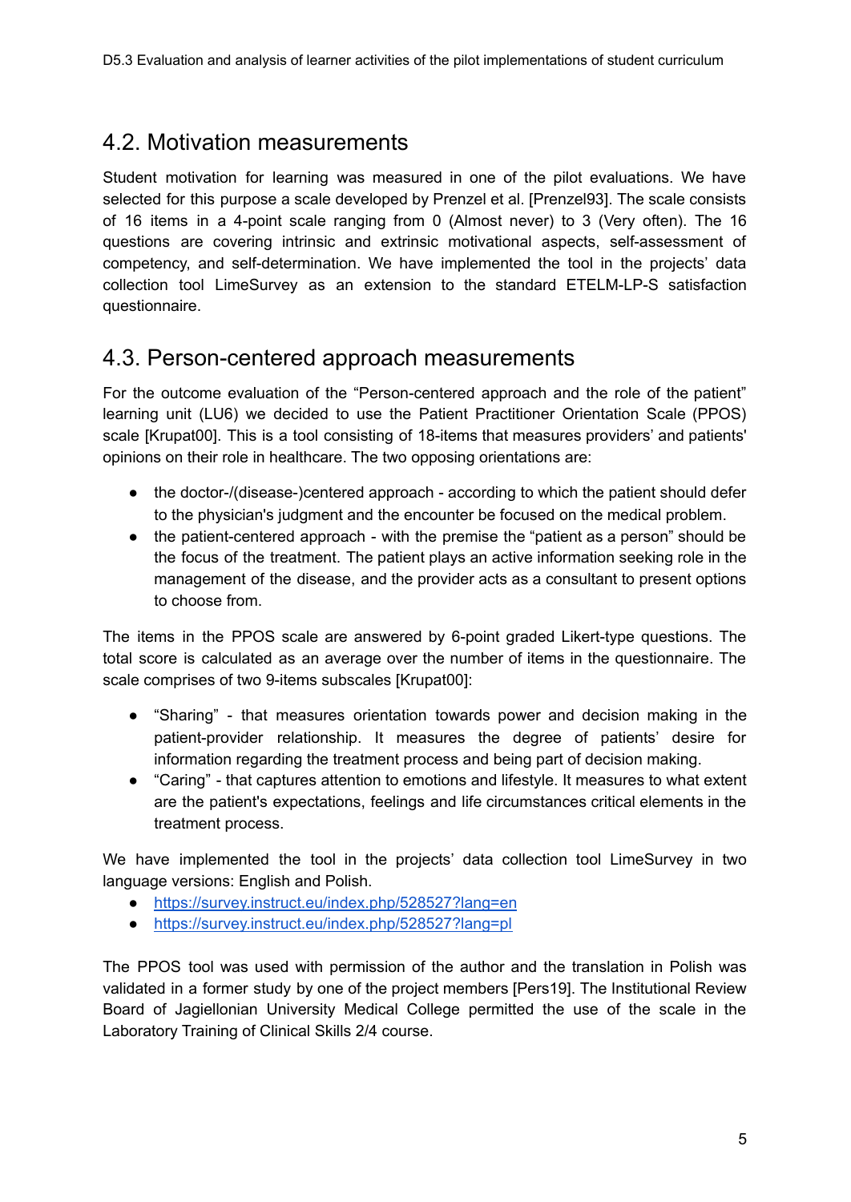## 4.2. Motivation measurements

Student motivation for learning was measured in one of the pilot evaluations. We have selected for this purpose a scale developed by Prenzel et al. [Prenzel93]. The scale consists of 16 items in a 4-point scale ranging from 0 (Almost never) to 3 (Very often). The 16 questions are covering intrinsic and extrinsic motivational aspects, self-assessment of competency, and self-determination. We have implemented the tool in the projects' data collection tool LimeSurvey as an extension to the standard ETELM-LP-S satisfaction questionnaire.

## 4.3. Person-centered approach measurements

For the outcome evaluation of the "Person-centered approach and the role of the patient" learning unit (LU6) we decided to use the Patient Practitioner Orientation Scale (PPOS) scale [Krupat00]. This is a tool consisting of 18-items that measures providers' and patients' opinions on their role in healthcare. The two opposing orientations are:

- the doctor-/(disease-)centered approach - according to which the patient should defer to the physician's judgment and the encounter be focused on the medical problem.
- the patient-centered approach - with the premise the "patient as a person" should be the focus of the treatment. The patient plays an active information seeking role in the management of the disease, and the provider acts as a consultant to present options to choose from.

The items in the PPOS scale are answered by 6-point graded Likert-type questions. The total score is calculated as an average over the number of items in the questionnaire. The scale comprises of two 9-items subscales [Krupat00]:

- "Sharing" - that measures orientation towards power and decision making in the patient-provider relationship. It measures the degree of patients' desire for information regarding the treatment process and being part of decision making.
- "Caring" - that captures attention to emotions and lifestyle. It measures to what extent are the patient's expectations, feelings and life circumstances critical elements in the treatment process.

We have implemented the tool in the projects' data collection tool LimeSurvey in two language versions: English and Polish.

- https://survey.instruct.eu/index.php/528527?lang=en
- https://survey.instruct.eu/index.php/528527?lang=pl

The PPOS tool was used with permission of the author and the translation in Polish was validated in a former study by one of the project members [Pers19]. The Institutional Review Board of Jagiellonian University Medical College permitted the use of the scale in the Laboratory Training of Clinical Skills 2/4 course.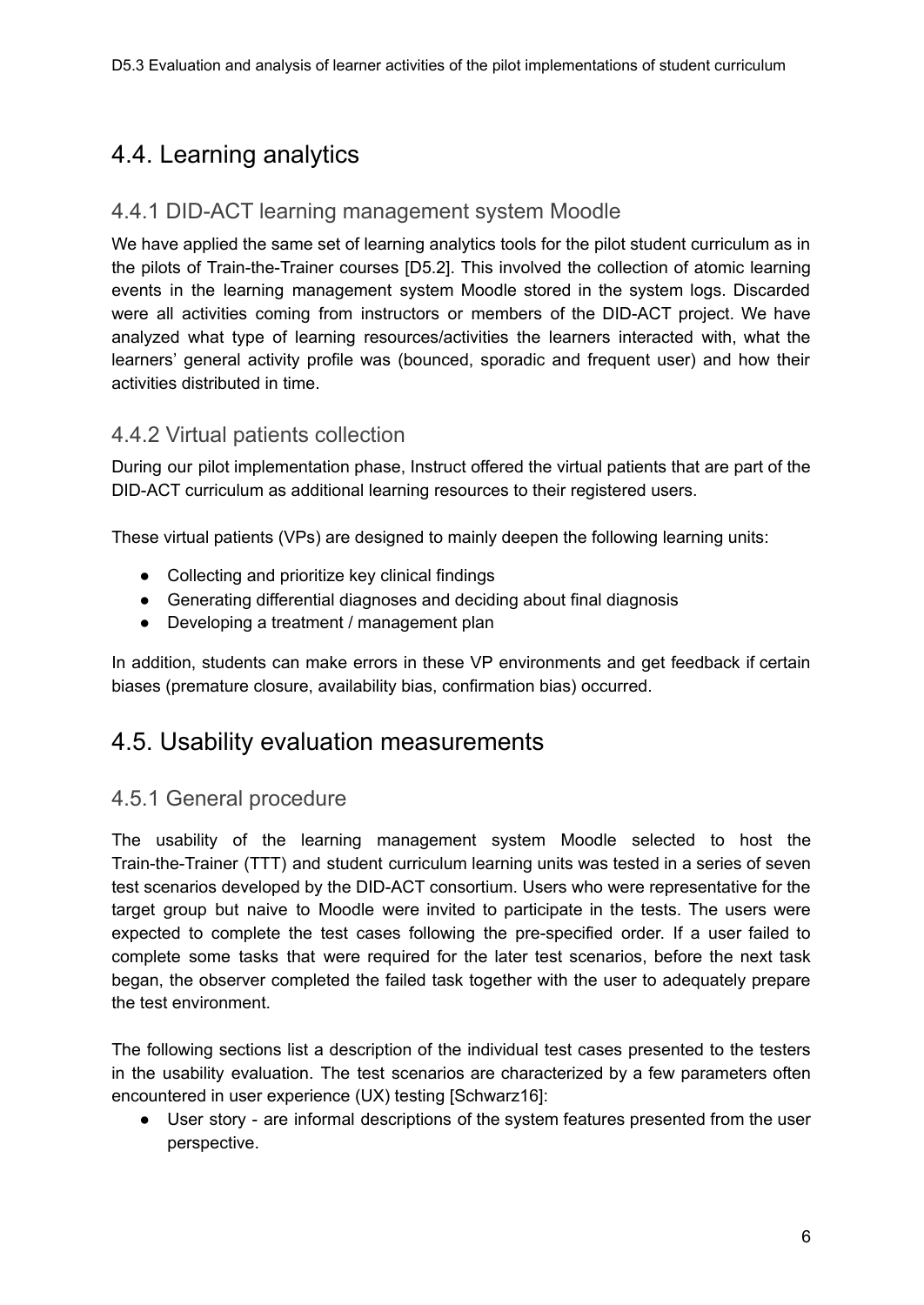## 4.4. Learning analytics

### 4.4.1 DID-ACT learning management system Moodle

We have applied the same set of learning analytics tools for the pilot student curriculum as in the pilots of Train-the-Trainer courses [D5.2]. This involved the collection of atomic learning events in the learning management system Moodle stored in the system logs. Discarded were all activities coming from instructors or members of the DID-ACT project. We have analyzed what type of learning resources/activities the learners interacted with, what the learners' general activity profile was (bounced, sporadic and frequent user) and how their activities distributed in time.

### 4.4.2 Virtual patients collection

During our pilot implementation phase, Instruct offered the virtual patients that are part of the DID-ACT curriculum as additional learning resources to their registered users.

These virtual patients (VPs) are designed to mainly deepen the following learning units:

- Collecting and prioritize key clinical findings
- Generating differential diagnoses and deciding about final diagnosis
- Developing a treatment / management plan

In addition, students can make errors in these VP environments and get feedback if certain biases (premature closure, availability bias, confirmation bias) occurred.

## 4.5. Usability evaluation measurements

### 4.5.1 General procedure

The usability of the learning management system Moodle selected to host the Train-the-Trainer (TTT) and student curriculum learning units was tested in a series of seven test scenarios developed by the DID-ACT consortium. Users who were representative for the target group but naive to Moodle were invited to participate in the tests. The users were expected to complete the test cases following the pre-specified order. If a user failed to complete some tasks that were required for the later test scenarios, before the next task began, the observer completed the failed task together with the user to adequately prepare the test environment.

The following sections list a description of the individual test cases presented to the testers in the usability evaluation. The test scenarios are characterized by a few parameters often encountered in user experience (UX) testing [Schwarz16]:

- User story - are informal descriptions of the system features presented from the user perspective.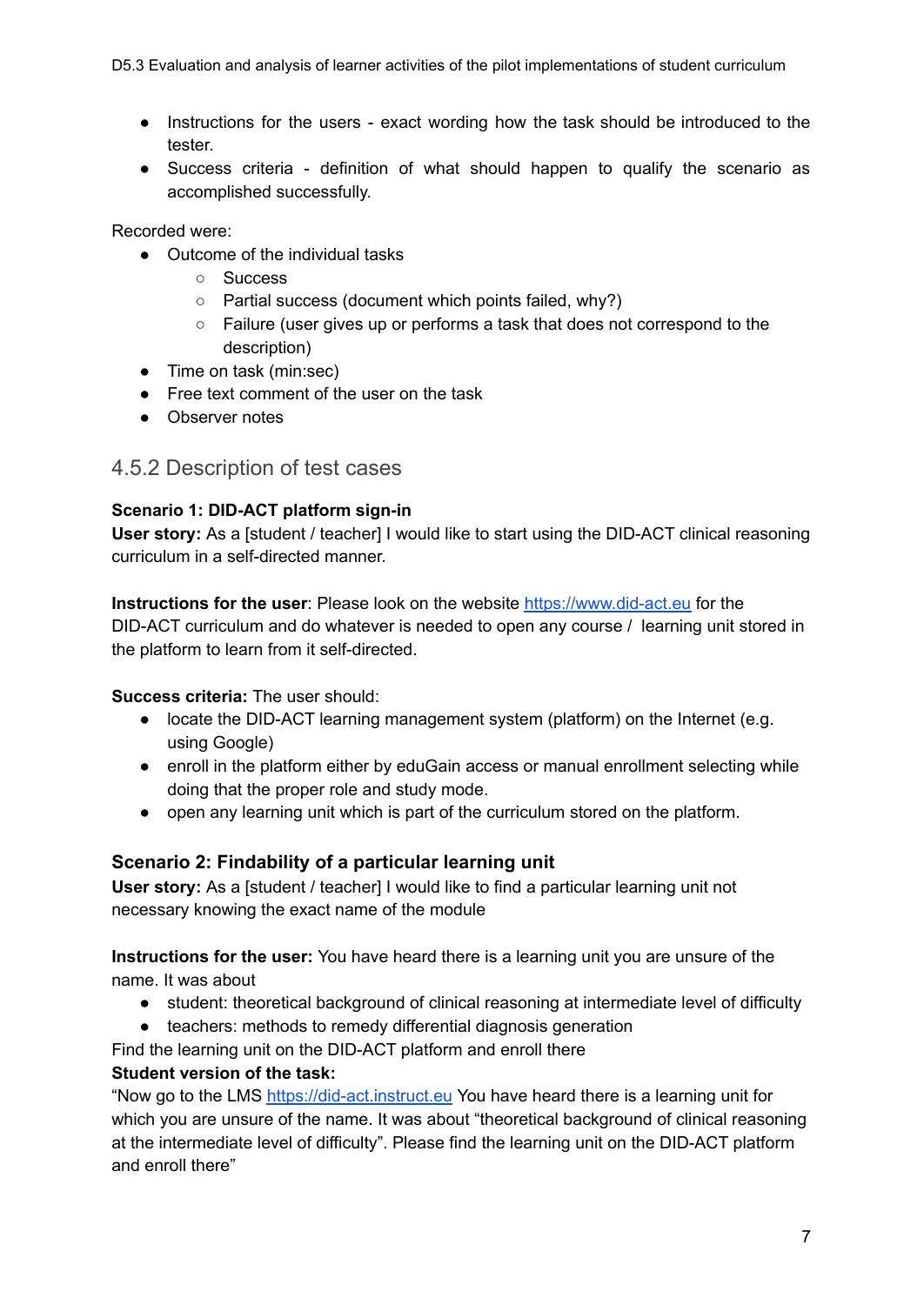- Instructions for the users - exact wording how the task should be introduced to the tester.
- Success criteria - definition of what should happen to qualify the scenario as accomplished successfully.

Recorded were:

- Outcome of the individual tasks
  - Success
  - Partial success (document which points failed, why?)
  - Failure (user gives up or performs a task that does not correspond to the description)
- Time on task (min:sec)
- Free text comment of the user on the task
- Observer notes

### 4.5.2 Description of test cases

**Scenario 1: DID-ACT platform sign-in**
**User story:** As a [student / teacher] I would like to start using the DID-ACT clinical reasoning curriculum in a self-directed manner.

**Instructions for the user**: Please look on the website https://www.did-act.eu for the DID-ACT curriculum and do whatever is needed to open any course / learning unit stored in the platform to learn from it self-directed.

**Success criteria:** The user should:

- locate the DID-ACT learning management system (platform) on the Internet (e.g. using Google)
- enroll in the platform either by eduGain access or manual enrollment selecting while doing that the proper role and study mode.
- open any learning unit which is part of the curriculum stored on the platform.

#### Scenario 2: Findability of a particular learning unit

**User story:** As a [student / teacher] I would like to find a particular learning unit not necessary knowing the exact name of the module

**Instructions for the user:** You have heard there is a learning unit you are unsure of the name. It was about

- student: theoretical background of clinical reasoning at intermediate level of difficulty
- teachers: methods to remedy differential diagnosis generation

Find the learning unit on the DID-ACT platform and enroll there

**Student version of the task:**
"Now go to the LMS https://did-act.instruct.eu You have heard there is a learning unit for which you are unsure of the name. It was about "theoretical background of clinical reasoning at the intermediate level of difficulty". Please find the learning unit on the DID-ACT platform and enroll there"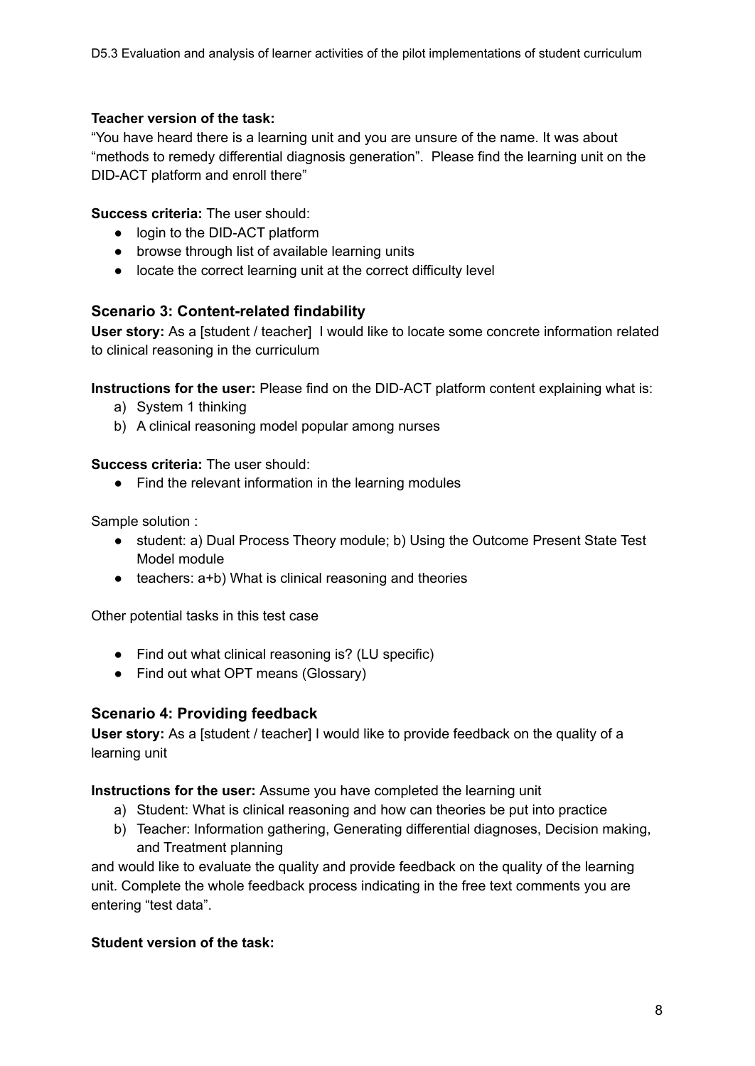**Teacher version of the task:**

"You have heard there is a learning unit and you are unsure of the name. It was about "methods to remedy differential diagnosis generation". Please find the learning unit on the DID-ACT platform and enroll there"

**Success criteria:** The user should:

- login to the DID-ACT platform
- browse through list of available learning units
- locate the correct learning unit at the correct difficulty level

### Scenario 3: Content-related findability

**User story:** As a [student / teacher] I would like to locate some concrete information related to clinical reasoning in the curriculum

**Instructions for the user:** Please find on the DID-ACT platform content explaining what is:

a) System 1 thinking
b) A clinical reasoning model popular among nurses

**Success criteria:** The user should:

- Find the relevant information in the learning modules

Sample solution :

- student: a) Dual Process Theory module; b) Using the Outcome Present State Test Model module
- teachers: a+b) What is clinical reasoning and theories

Other potential tasks in this test case

- Find out what clinical reasoning is? (LU specific)
- Find out what OPT means (Glossary)

### Scenario 4: Providing feedback

**User story:** As a [student / teacher] I would like to provide feedback on the quality of a learning unit

**Instructions for the user:** Assume you have completed the learning unit

a) Student: What is clinical reasoning and how can theories be put into practice
b) Teacher: Information gathering, Generating differential diagnoses, Decision making, and Treatment planning

and would like to evaluate the quality and provide feedback on the quality of the learning unit. Complete the whole feedback process indicating in the free text comments you are entering "test data".

**Student version of the task:**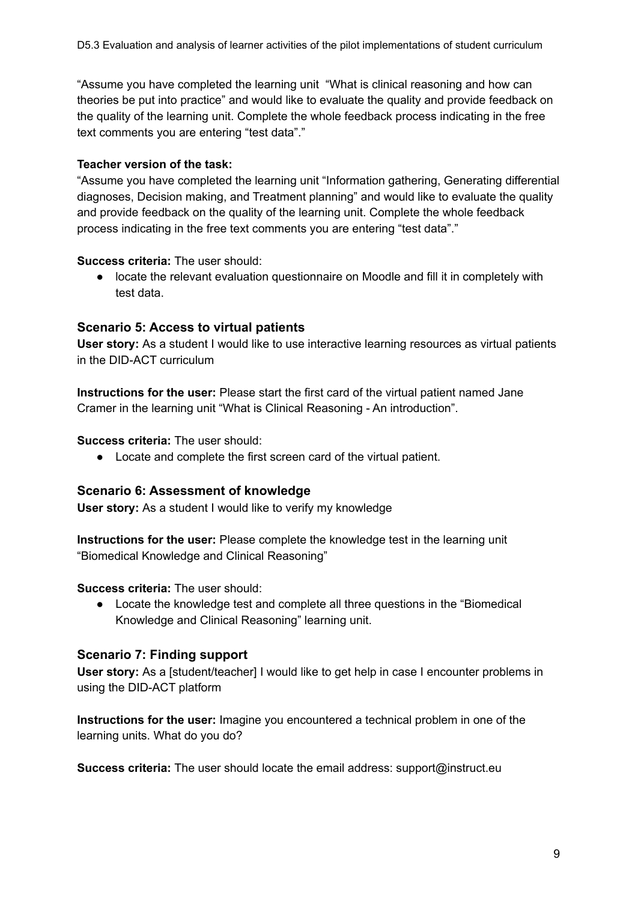"Assume you have completed the learning unit "What is clinical reasoning and how can theories be put into practice" and would like to evaluate the quality and provide feedback on the quality of the learning unit. Complete the whole feedback process indicating in the free text comments you are entering "test data"."

**Teacher version of the task:**
"Assume you have completed the learning unit "Information gathering, Generating differential diagnoses, Decision making, and Treatment planning" and would like to evaluate the quality and provide feedback on the quality of the learning unit. Complete the whole feedback process indicating in the free text comments you are entering "test data"."

**Success criteria:** The user should:

- locate the relevant evaluation questionnaire on Moodle and fill it in completely with test data.

### Scenario 5: Access to virtual patients

**User story:** As a student I would like to use interactive learning resources as virtual patients in the DID-ACT curriculum

**Instructions for the user:** Please start the first card of the virtual patient named Jane Cramer in the learning unit "What is Clinical Reasoning - An introduction".

**Success criteria:** The user should:

- Locate and complete the first screen card of the virtual patient.

### Scenario 6: Assessment of knowledge

**User story:** As a student I would like to verify my knowledge

**Instructions for the user:** Please complete the knowledge test in the learning unit "Biomedical Knowledge and Clinical Reasoning"

**Success criteria:** The user should:

- Locate the knowledge test and complete all three questions in the "Biomedical Knowledge and Clinical Reasoning" learning unit.

### Scenario 7: Finding support

**User story:** As a [student/teacher] I would like to get help in case I encounter problems in using the DID-ACT platform

**Instructions for the user:** Imagine you encountered a technical problem in one of the learning units. What do you do?

**Success criteria:** The user should locate the email address: support@instruct.eu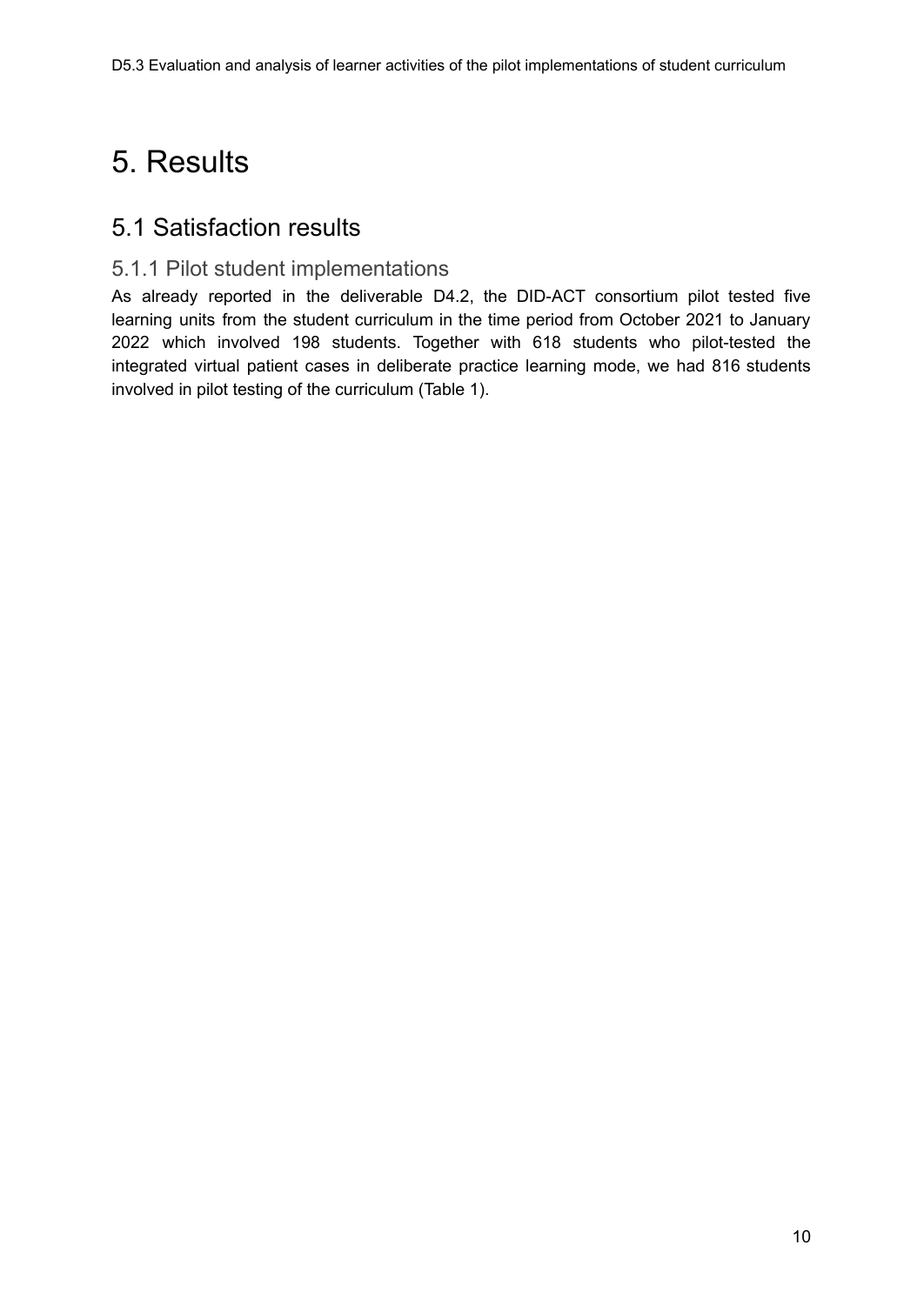# 5. Results

## 5.1 Satisfaction results

### 5.1.1 Pilot student implementations

As already reported in the deliverable D4.2, the DID-ACT consortium pilot tested five learning units from the student curriculum in the time period from October 2021 to January 2022 which involved 198 students. Together with 618 students who pilot-tested the integrated virtual patient cases in deliberate practice learning mode, we had 816 students involved in pilot testing of the curriculum (Table 1).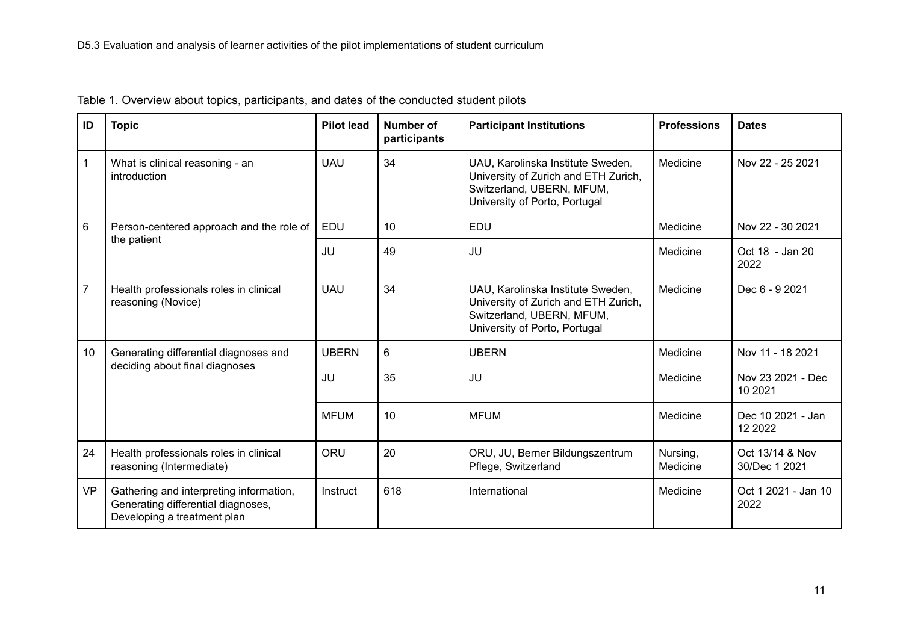Table 1. Overview about topics, participants, and dates of the conducted student pilots

| ID | Topic | Pilot lead | Number of participants | Participant Institutions | Professions | Dates |
|---|---|---|---|---|---|---|
| 1 | What is clinical reasoning - an introduction | UAU | 34 | UAU, Karolinska Institute Sweden, University of Zurich and ETH Zurich, Switzerland, UBERN, MFUM, University of Porto, Portugal | Medicine | Nov 22 - 25 2021 |
| 6 | Person-centered approach and the role of the patient | EDU | 10 | EDU | Medicine | Nov 22 - 30 2021 |
| | | JU | 49 | JU | Medicine | Oct 18 - Jan 20 2022 |
| 7 | Health professionals roles in clinical reasoning (Novice) | UAU | 34 | UAU, Karolinska Institute Sweden, University of Zurich and ETH Zurich, Switzerland, UBERN, MFUM, University of Porto, Portugal | Medicine | Dec 6 - 9 2021 |
| 10 | Generating differential diagnoses and deciding about final diagnoses | UBERN | 6 | UBERN | Medicine | Nov 11 - 18 2021 |
| | | JU | 35 | JU | Medicine | Nov 23 2021 - Dec 10 2021 |
| | | MFUM | 10 | MFUM | Medicine | Dec 10 2021 - Jan 12 2022 |
| 24 | Health professionals roles in clinical reasoning (Intermediate) | ORU | 20 | ORU, JU, Berner Bildungszentrum Pflege, Switzerland | Nursing, Medicine | Oct 13/14 & Nov 30/Dec 1 2021 |
| VP | Gathering and interpreting information, Generating differential diagnoses, Developing a treatment plan | Instruct | 618 | International | Medicine | Oct 1 2021 - Jan 10 2022 |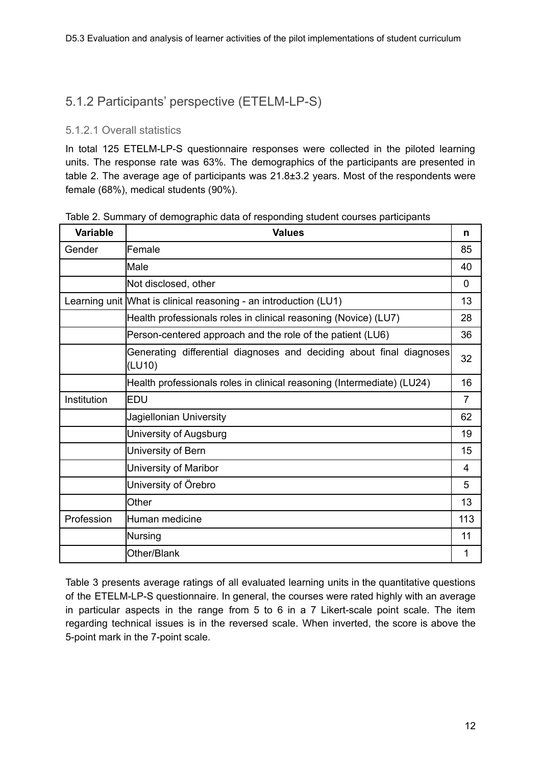### 5.1.2 Participants' perspective (ETELM-LP-S)

#### 5.1.2.1 Overall statistics

In total 125 ETELM-LP-S questionnaire responses were collected in the piloted learning units. The response rate was 63%. The demographics of the participants are presented in table 2. The average age of participants was 21.8±3.2 years. Most of the respondents were female (68%), medical students (90%).

Table 2. Summary of demographic data of responding student courses participants

| Variable | Values | n |
|---|---|---|
| Gender | Female | 85 |
| | Male | 40 |
| | Not disclosed, other | 0 |
| Learning unit | What is clinical reasoning - an introduction (LU1) | 13 |
| | Health professionals roles in clinical reasoning (Novice) (LU7) | 28 |
| | Person-centered approach and the role of the patient (LU6) | 36 |
| | Generating differential diagnoses and deciding about final diagnoses (LU10) | 32 |
| | Health professionals roles in clinical reasoning (Intermediate) (LU24) | 16 |
| Institution | EDU | 7 |
| | Jagiellonian University | 62 |
| | University of Augsburg | 19 |
| | University of Bern | 15 |
| | University of Maribor | 4 |
| | University of Örebro | 5 |
| | Other | 13 |
| Profession | Human medicine | 113 |
| | Nursing | 11 |
| | Other/Blank | 1 |

Table 3 presents average ratings of all evaluated learning units in the quantitative questions of the ETELM-LP-S questionnaire. In general, the courses were rated highly with an average in particular aspects in the range from 5 to 6 in a 7 Likert-scale point scale. The item regarding technical issues is in the reversed scale. When inverted, the score is above the 5-point mark in the 7-point scale.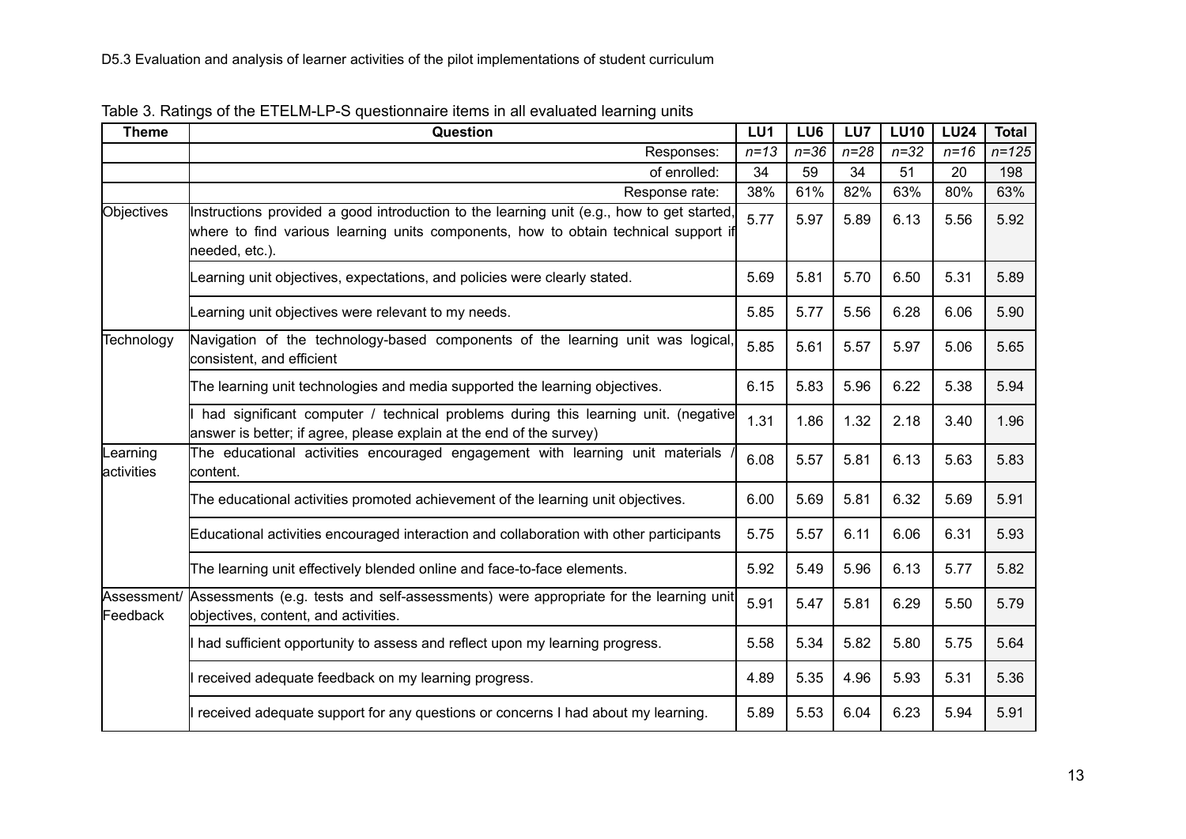Table 3. Ratings of the ETELM-LP-S questionnaire items in all evaluated learning units

| Theme | Question | LU1 | LU6 | LU7 | LU10 | LU24 | Total |
|---|---|---|---|---|---|---|---|
| | Responses: | *n=13* | *n=36* | *n=28* | *n=32* | *n=16* | *n=125* |
| | of enrolled: | 34 | 59 | 34 | 51 | 20 | 198 |
| | Response rate: | 38% | 61% | 82% | 63% | 80% | 63% |
| Objectives | Instructions provided a good introduction to the learning unit (e.g., how to get started, where to find various learning units components, how to obtain technical support if needed, etc.). | 5.77 | 5.97 | 5.89 | 6.13 | 5.56 | 5.92 |
| | Learning unit objectives, expectations, and policies were clearly stated. | 5.69 | 5.81 | 5.70 | 6.50 | 5.31 | 5.89 |
| | Learning unit objectives were relevant to my needs. | 5.85 | 5.77 | 5.56 | 6.28 | 6.06 | 5.90 |
| Technology | Navigation of the technology-based components of the learning unit was logical, consistent, and efficient | 5.85 | 5.61 | 5.57 | 5.97 | 5.06 | 5.65 |
| | The learning unit technologies and media supported the learning objectives. | 6.15 | 5.83 | 5.96 | 6.22 | 5.38 | 5.94 |
| | I had significant computer / technical problems during this learning unit. (negative answer is better; if agree, please explain at the end of the survey) | 1.31 | 1.86 | 1.32 | 2.18 | 3.40 | 1.96 |
| Learning activities | The educational activities encouraged engagement with learning unit materials / content. | 6.08 | 5.57 | 5.81 | 6.13 | 5.63 | 5.83 |
| | The educational activities promoted achievement of the learning unit objectives. | 6.00 | 5.69 | 5.81 | 6.32 | 5.69 | 5.91 |
| | Educational activities encouraged interaction and collaboration with other participants | 5.75 | 5.57 | 6.11 | 6.06 | 6.31 | 5.93 |
| | The learning unit effectively blended online and face-to-face elements. | 5.92 | 5.49 | 5.96 | 6.13 | 5.77 | 5.82 |
| Assessment/ Feedback | Assessments (e.g. tests and self-assessments) were appropriate for the learning unit objectives, content, and activities. | 5.91 | 5.47 | 5.81 | 6.29 | 5.50 | 5.79 |
| | I had sufficient opportunity to assess and reflect upon my learning progress. | 5.58 | 5.34 | 5.82 | 5.80 | 5.75 | 5.64 |
| | I received adequate feedback on my learning progress. | 4.89 | 5.35 | 4.96 | 5.93 | 5.31 | 5.36 |
| | I received adequate support for any questions or concerns I had about my learning. | 5.89 | 5.53 | 6.04 | 6.23 | 5.94 | 5.91 |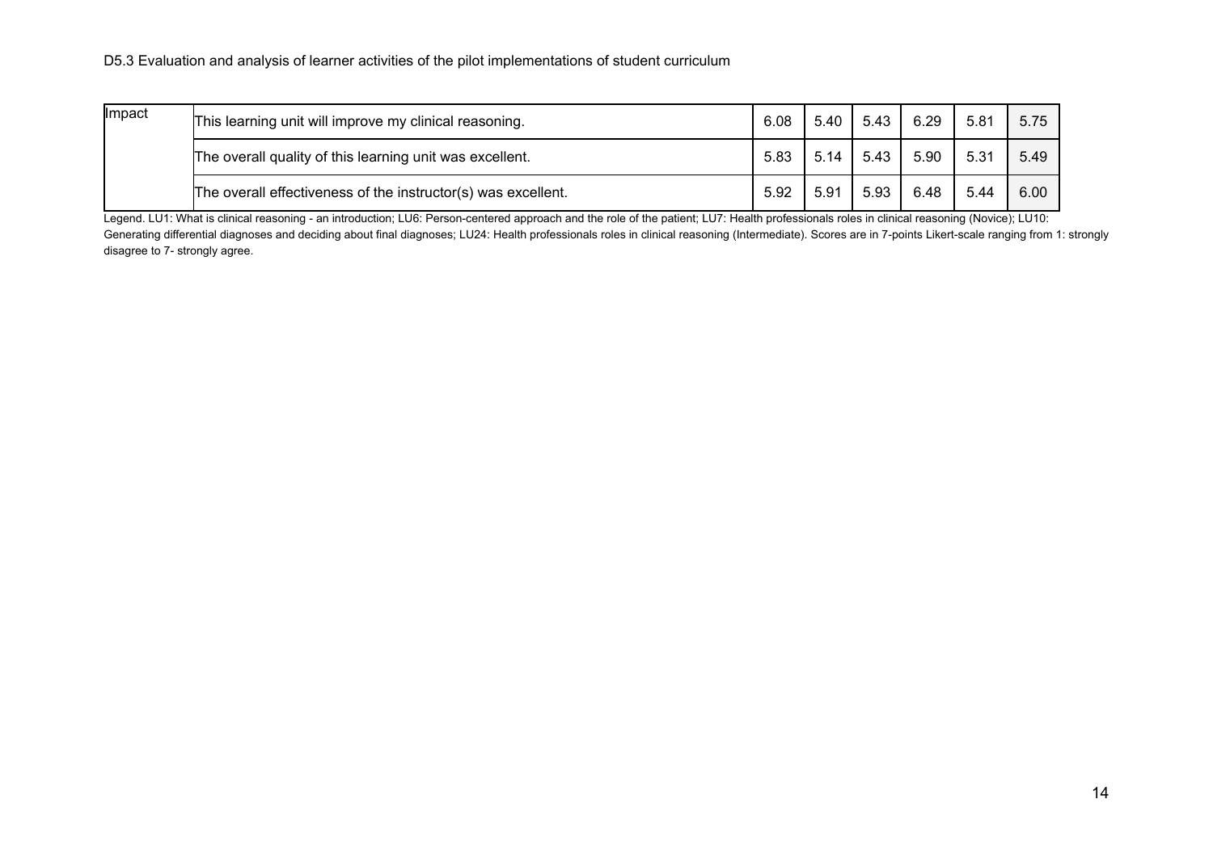| | | | | | | | |
|---|---|---|---|---|---|---|---|
| Impact | This learning unit will improve my clinical reasoning. | 6.08 | 5.40 | 5.43 | 6.29 | 5.81 | 5.75 |
| | The overall quality of this learning unit was excellent. | 5.83 | 5.14 | 5.43 | 5.90 | 5.31 | 5.49 |
| | The overall effectiveness of the instructor(s) was excellent. | 5.92 | 5.91 | 5.93 | 6.48 | 5.44 | 6.00 |

Legend. LU1: What is clinical reasoning - an introduction; LU6: Person-centered approach and the role of the patient; LU7: Health professionals roles in clinical reasoning (Novice); LU10: Generating differential diagnoses and deciding about final diagnoses; LU24: Health professionals roles in clinical reasoning (Intermediate). Scores are in 7-points Likert-scale ranging from 1: strongly disagree to 7- strongly agree.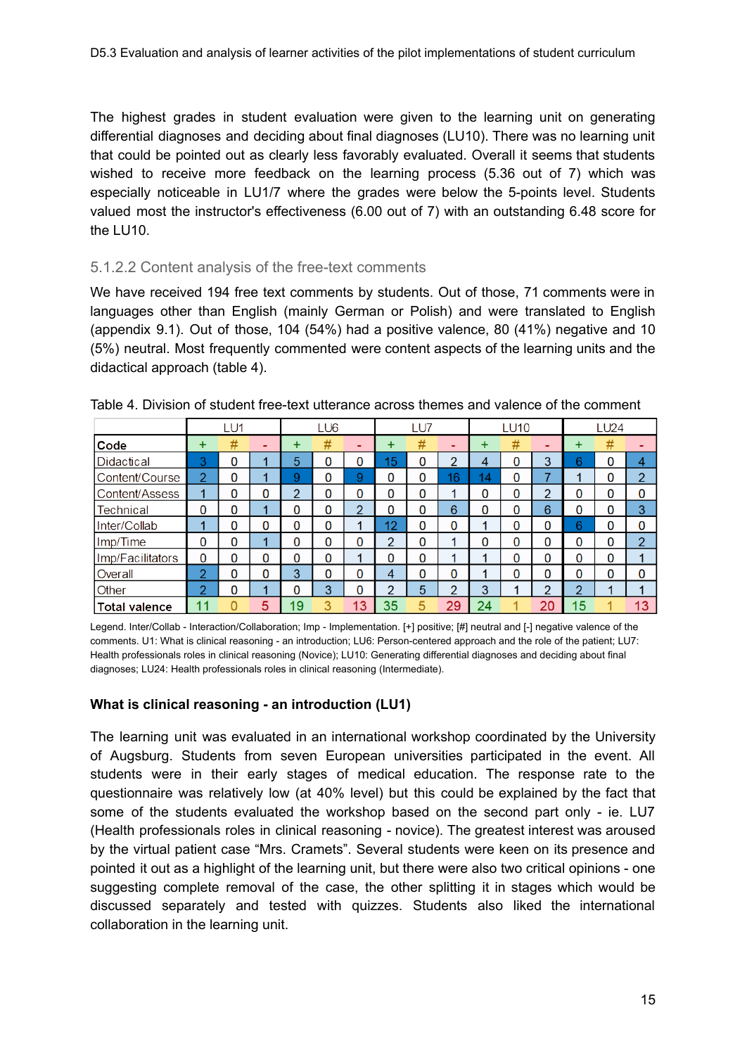The highest grades in student evaluation were given to the learning unit on generating differential diagnoses and deciding about final diagnoses (LU10). There was no learning unit that could be pointed out as clearly less favorably evaluated. Overall it seems that students wished to receive more feedback on the learning process (5.36 out of 7) which was especially noticeable in LU1/7 where the grades were below the 5-points level. Students valued most the instructor's effectiveness (6.00 out of 7) with an outstanding 6.48 score for the LU10.

### 5.1.2.2 Content analysis of the free-text comments

We have received 194 free text comments by students. Out of those, 71 comments were in languages other than English (mainly German or Polish) and were translated to English (appendix 9.1). Out of those, 104 (54%) had a positive valence, 80 (41%) negative and 10 (5%) neutral. Most frequently commented were content aspects of the learning units and the didactical approach (table 4).

Table 4. Division of student free-text utterance across themes and valence of the comment

| | LU1 | | | LU6 | | | LU7 | | | LU10 | | | LU24 | | |
|---|---|---|---|---|---|---|---|---|---|---|---|---|---|---|---|
| **Code** | + | # | - | + | # | - | + | # | - | + | # | - | + | # | - |
| Didactical | 3 | 0 | 1 | 5 | 0 | 0 | 15 | 0 | 2 | 4 | 0 | 3 | 6 | 0 | 4 |
| Content/Course | 2 | 0 | 1 | 9 | 0 | 9 | 0 | 0 | 16 | 14 | 0 | 7 | 1 | 0 | 2 |
| Content/Assess | 1 | 0 | 0 | 2 | 0 | 0 | 0 | 0 | 1 | 0 | 0 | 2 | 0 | 0 | 0 |
| Technical | 0 | 0 | 1 | 0 | 0 | 2 | 0 | 0 | 6 | 0 | 0 | 6 | 0 | 0 | 3 |
| Inter/Collab | 1 | 0 | 0 | 0 | 0 | 1 | 12 | 0 | 0 | 1 | 0 | 0 | 6 | 0 | 0 |
| Imp/Time | 0 | 0 | 1 | 0 | 0 | 0 | 2 | 0 | 1 | 0 | 0 | 0 | 0 | 0 | 2 |
| Imp/Facilitators | 0 | 0 | 0 | 0 | 0 | 1 | 0 | 0 | 1 | 1 | 0 | 0 | 0 | 0 | 1 |
| Overall | 2 | 0 | 0 | 3 | 0 | 0 | 4 | 0 | 0 | 1 | 0 | 0 | 0 | 0 | 0 |
| Other | 2 | 0 | 1 | 0 | 3 | 0 | 2 | 5 | 2 | 3 | 1 | 2 | 2 | 1 | 1 |
| **Total valence** | 11 | 0 | 5 | 19 | 3 | 13 | 35 | 5 | 29 | 24 | 1 | 20 | 15 | 1 | 13 |

Legend. Inter/Collab - Interaction/Collaboration; Imp - Implementation. [+] positive; [#] neutral and [-] negative valence of the comments. U1: What is clinical reasoning - an introduction; LU6: Person-centered approach and the role of the patient; LU7: Health professionals roles in clinical reasoning (Novice); LU10: Generating differential diagnoses and deciding about final diagnoses; LU24: Health professionals roles in clinical reasoning (Intermediate).

**What is clinical reasoning - an introduction (LU1)**

The learning unit was evaluated in an international workshop coordinated by the University of Augsburg. Students from seven European universities participated in the event. All students were in their early stages of medical education. The response rate to the questionnaire was relatively low (at 40% level) but this could be explained by the fact that some of the students evaluated the workshop based on the second part only - ie. LU7 (Health professionals roles in clinical reasoning - novice). The greatest interest was aroused by the virtual patient case "Mrs. Cramets". Several students were keen on its presence and pointed it out as a highlight of the learning unit, but there were also two critical opinions - one suggesting complete removal of the case, the other splitting it in stages which would be discussed separately and tested with quizzes. Students also liked the international collaboration in the learning unit.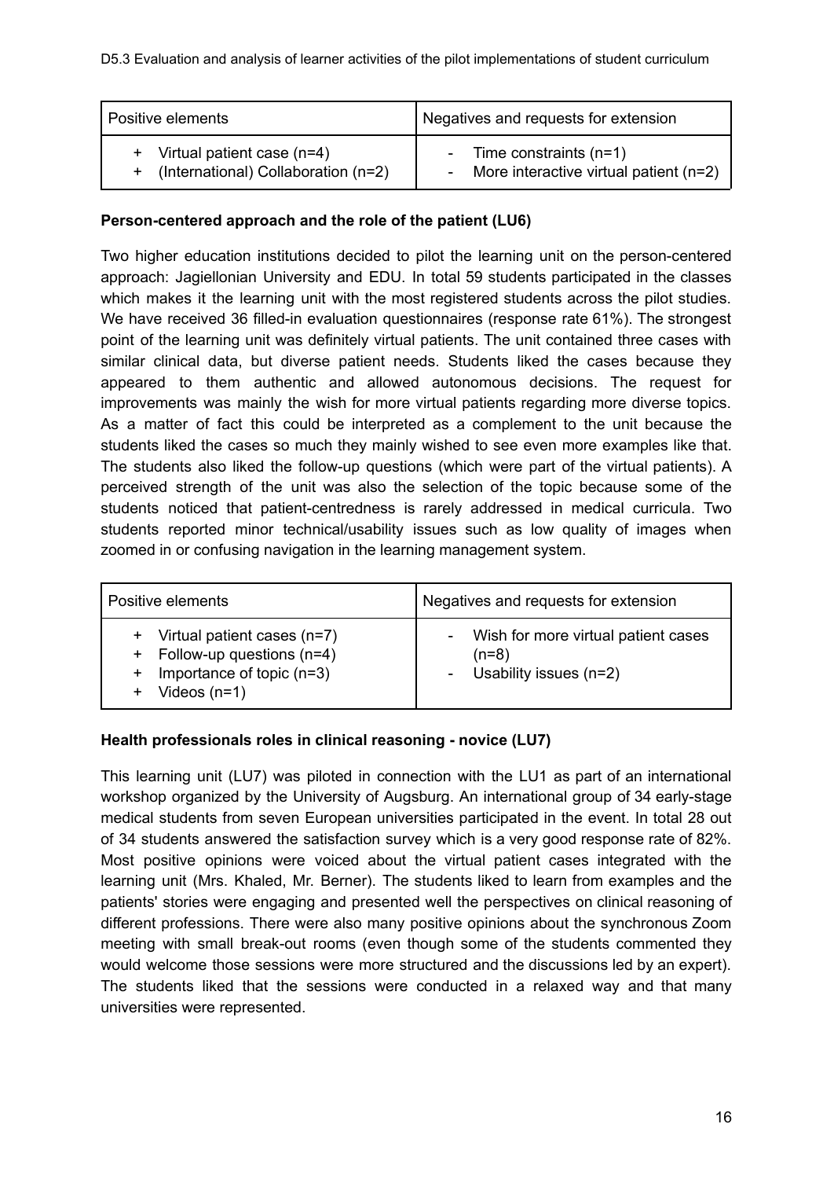| Positive elements | Negatives and requests for extension |
|---|---|
| + Virtual patient case (n=4)<br>+ (International) Collaboration (n=2) | - Time constraints (n=1)<br>- More interactive virtual patient (n=2) |

**Person-centered approach and the role of the patient (LU6)**

Two higher education institutions decided to pilot the learning unit on the person-centered approach: Jagiellonian University and EDU. In total 59 students participated in the classes which makes it the learning unit with the most registered students across the pilot studies. We have received 36 filled-in evaluation questionnaires (response rate 61%). The strongest point of the learning unit was definitely virtual patients. The unit contained three cases with similar clinical data, but diverse patient needs. Students liked the cases because they appeared to them authentic and allowed autonomous decisions. The request for improvements was mainly the wish for more virtual patients regarding more diverse topics. As a matter of fact this could be interpreted as a complement to the unit because the students liked the cases so much they mainly wished to see even more examples like that. The students also liked the follow-up questions (which were part of the virtual patients). A perceived strength of the unit was also the selection of the topic because some of the students noticed that patient-centredness is rarely addressed in medical curricula. Two students reported minor technical/usability issues such as low quality of images when zoomed in or confusing navigation in the learning management system.

| Positive elements | Negatives and requests for extension |
|---|---|
| + Virtual patient cases (n=7)<br>+ Follow-up questions (n=4)<br>+ Importance of topic (n=3)<br>+ Videos (n=1) | - Wish for more virtual patient cases (n=8)<br>- Usability issues (n=2) |

**Health professionals roles in clinical reasoning - novice (LU7)**

This learning unit (LU7) was piloted in connection with the LU1 as part of an international workshop organized by the University of Augsburg. An international group of 34 early-stage medical students from seven European universities participated in the event. In total 28 out of 34 students answered the satisfaction survey which is a very good response rate of 82%. Most positive opinions were voiced about the virtual patient cases integrated with the learning unit (Mrs. Khaled, Mr. Berner). The students liked to learn from examples and the patients' stories were engaging and presented well the perspectives on clinical reasoning of different professions. There were also many positive opinions about the synchronous Zoom meeting with small break-out rooms (even though some of the students commented they would welcome those sessions were more structured and the discussions led by an expert). The students liked that the sessions were conducted in a relaxed way and that many universities were represented.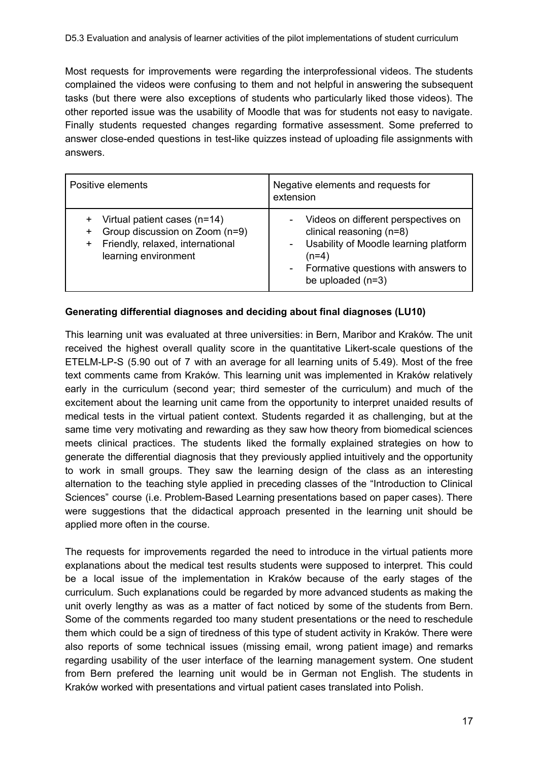Most requests for improvements were regarding the interprofessional videos. The students complained the videos were confusing to them and not helpful in answering the subsequent tasks (but there were also exceptions of students who particularly liked those videos). The other reported issue was the usability of Moodle that was for students not easy to navigate. Finally students requested changes regarding formative assessment. Some preferred to answer close-ended questions in test-like quizzes instead of uploading file assignments with answers.

| Positive elements | Negative elements and requests for extension |
| --- | --- |
| + Virtual patient cases (n=14)<br>+ Group discussion on Zoom (n=9)<br>+ Friendly, relaxed, international learning environment | - Videos on different perspectives on clinical reasoning (n=8)<br>- Usability of Moodle learning platform (n=4)<br>- Formative questions with answers to be uploaded (n=3) |

**Generating differential diagnoses and deciding about final diagnoses (LU10)**

This learning unit was evaluated at three universities: in Bern, Maribor and Kraków. The unit received the highest overall quality score in the quantitative Likert-scale questions of the ETELM-LP-S (5.90 out of 7 with an average for all learning units of 5.49). Most of the free text comments came from Kraków. This learning unit was implemented in Kraków relatively early in the curriculum (second year; third semester of the curriculum) and much of the excitement about the learning unit came from the opportunity to interpret unaided results of medical tests in the virtual patient context. Students regarded it as challenging, but at the same time very motivating and rewarding as they saw how theory from biomedical sciences meets clinical practices. The students liked the formally explained strategies on how to generate the differential diagnosis that they previously applied intuitively and the opportunity to work in small groups. They saw the learning design of the class as an interesting alternation to the teaching style applied in preceding classes of the "Introduction to Clinical Sciences" course (i.e. Problem-Based Learning presentations based on paper cases). There were suggestions that the didactical approach presented in the learning unit should be applied more often in the course.

The requests for improvements regarded the need to introduce in the virtual patients more explanations about the medical test results students were supposed to interpret. This could be a local issue of the implementation in Kraków because of the early stages of the curriculum. Such explanations could be regarded by more advanced students as making the unit overly lengthy as was as a matter of fact noticed by some of the students from Bern. Some of the comments regarded too many student presentations or the need to reschedule them which could be a sign of tiredness of this type of student activity in Kraków. There were also reports of some technical issues (missing email, wrong patient image) and remarks regarding usability of the user interface of the learning management system. One student from Bern prefered the learning unit would be in German not English. The students in Kraków worked with presentations and virtual patient cases translated into Polish.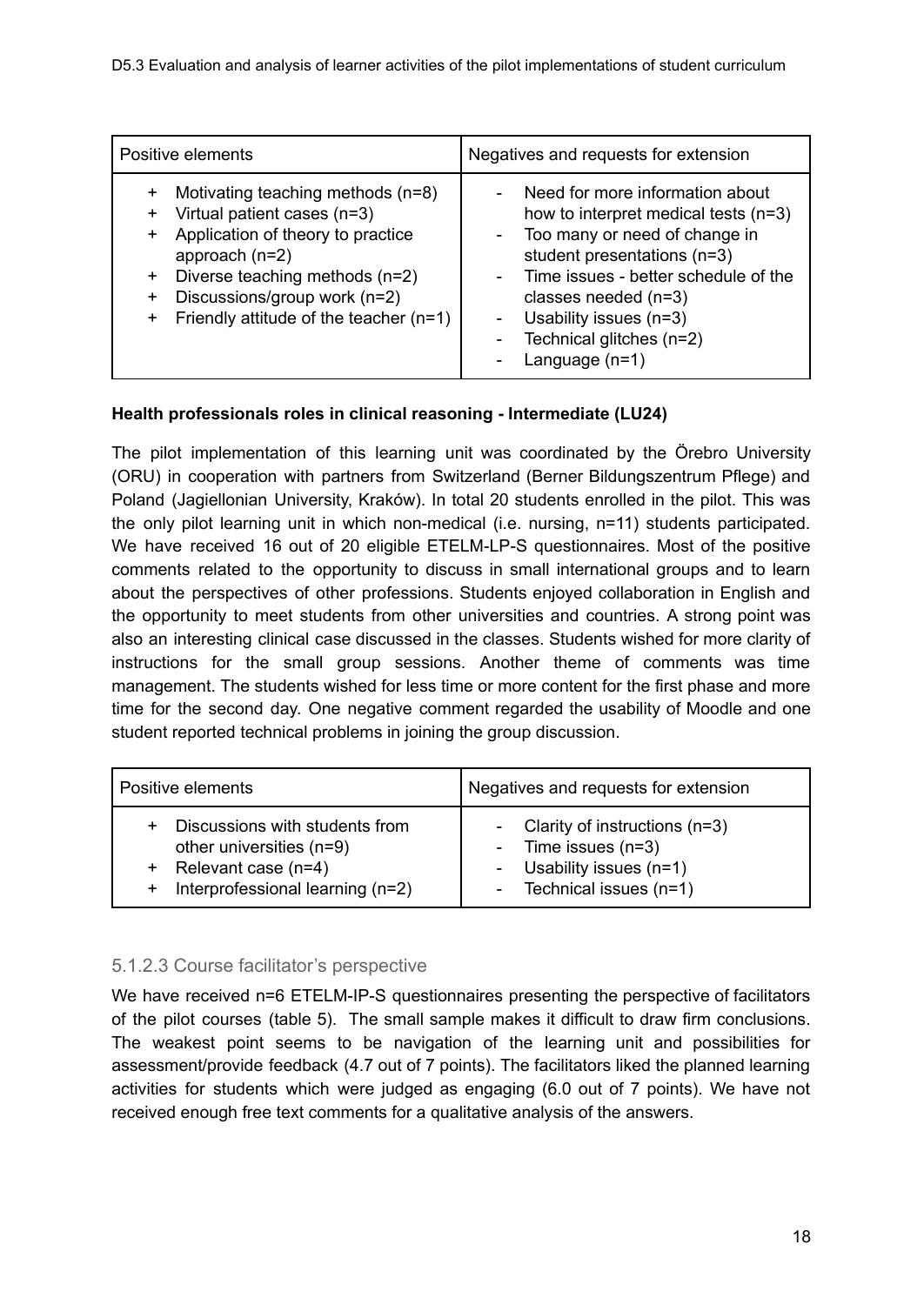| Positive elements | Negatives and requests for extension |
|---|---|
| + Motivating teaching methods (n=8)<br>+ Virtual patient cases (n=3)<br>+ Application of theory to practice approach (n=2)<br>+ Diverse teaching methods (n=2)<br>+ Discussions/group work (n=2)<br>+ Friendly attitude of the teacher (n=1) | - Need for more information about how to interpret medical tests (n=3)<br>- Too many or need of change in student presentations (n=3)<br>- Time issues - better schedule of the classes needed (n=3)<br>- Usability issues (n=3)<br>- Technical glitches (n=2)<br>- Language (n=1) |

**Health professionals roles in clinical reasoning - Intermediate (LU24)**

The pilot implementation of this learning unit was coordinated by the Örebro University (ORU) in cooperation with partners from Switzerland (Berner Bildungszentrum Pflege) and Poland (Jagiellonian University, Kraków). In total 20 students enrolled in the pilot. This was the only pilot learning unit in which non-medical (i.e. nursing, n=11) students participated. We have received 16 out of 20 eligible ETELM-LP-S questionnaires. Most of the positive comments related to the opportunity to discuss in small international groups and to learn about the perspectives of other professions. Students enjoyed collaboration in English and the opportunity to meet students from other universities and countries. A strong point was also an interesting clinical case discussed in the classes. Students wished for more clarity of instructions for the small group sessions. Another theme of comments was time management. The students wished for less time or more content for the first phase and more time for the second day. One negative comment regarded the usability of Moodle and one student reported technical problems in joining the group discussion.

| Positive elements | Negatives and requests for extension |
|---|---|
| + Discussions with students from other universities (n=9)<br>+ Relevant case (n=4)<br>+ Interprofessional learning (n=2) | - Clarity of instructions (n=3)<br>- Time issues (n=3)<br>- Usability issues (n=1)<br>- Technical issues (n=1) |

### 5.1.2.3 Course facilitator's perspective

We have received n=6 ETELM-IP-S questionnaires presenting the perspective of facilitators of the pilot courses (table 5). The small sample makes it difficult to draw firm conclusions. The weakest point seems to be navigation of the learning unit and possibilities for assessment/provide feedback (4.7 out of 7 points). The facilitators liked the planned learning activities for students which were judged as engaging (6.0 out of 7 points). We have not received enough free text comments for a qualitative analysis of the answers.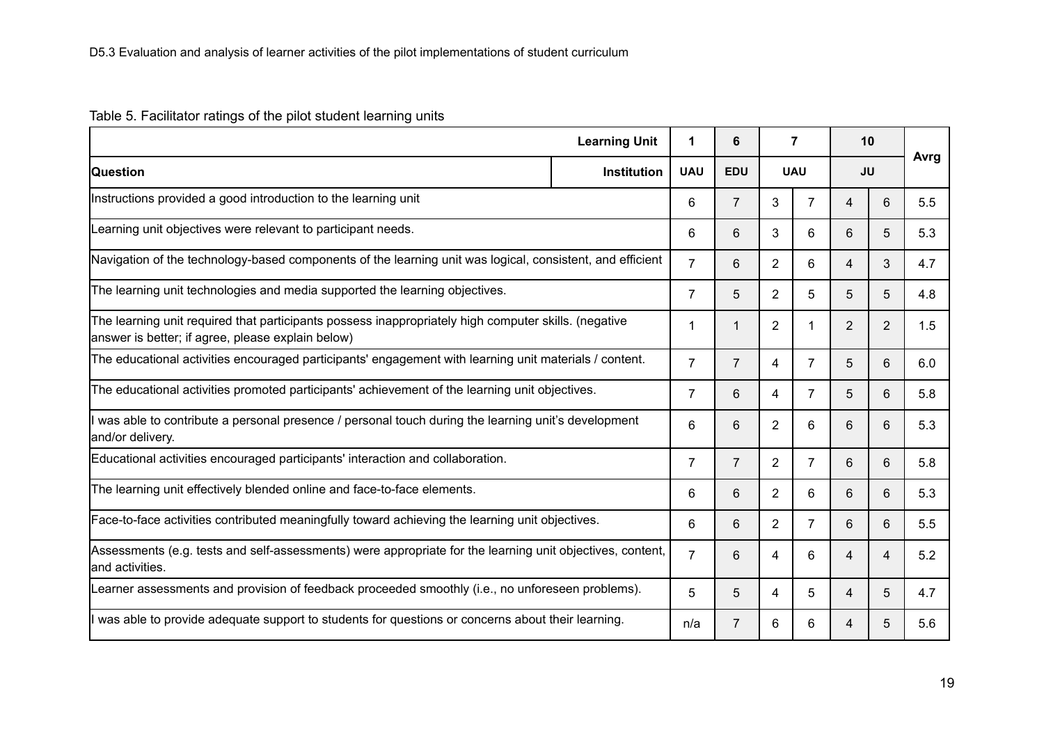Table 5. Facilitator ratings of the pilot student learning units

| | Learning Unit | 1 | 6 | 7 | | 10 | | Avrg |
|---|---|---|---|---|---|---|---|---|
| **Question** | **Institution** | **UAU** | **EDU** | **UAU** | | **JU** | | |
| Instructions provided a good introduction to the learning unit | | 6 | 7 | 3 | 7 | 4 | 6 | 5.5 |
| Learning unit objectives were relevant to participant needs. | | 6 | 6 | 3 | 6 | 6 | 5 | 5.3 |
| Navigation of the technology-based components of the learning unit was logical, consistent, and efficient | | 7 | 6 | 2 | 6 | 4 | 3 | 4.7 |
| The learning unit technologies and media supported the learning objectives. | | 7 | 5 | 2 | 5 | 5 | 5 | 4.8 |
| The learning unit required that participants possess inappropriately high computer skills. (negative answer is better; if agree, please explain below) | | 1 | 1 | 2 | 1 | 2 | 2 | 1.5 |
| The educational activities encouraged participants' engagement with learning unit materials / content. | | 7 | 7 | 4 | 7 | 5 | 6 | 6.0 |
| The educational activities promoted participants' achievement of the learning unit objectives. | | 7 | 6 | 4 | 7 | 5 | 6 | 5.8 |
| I was able to contribute a personal presence / personal touch during the learning unit's development and/or delivery. | | 6 | 6 | 2 | 6 | 6 | 6 | 5.3 |
| Educational activities encouraged participants' interaction and collaboration. | | 7 | 7 | 2 | 7 | 6 | 6 | 5.8 |
| The learning unit effectively blended online and face-to-face elements. | | 6 | 6 | 2 | 6 | 6 | 6 | 5.3 |
| Face-to-face activities contributed meaningfully toward achieving the learning unit objectives. | | 6 | 6 | 2 | 7 | 6 | 6 | 5.5 |
| Assessments (e.g. tests and self-assessments) were appropriate for the learning unit objectives, content, and activities. | | 7 | 6 | 4 | 6 | 4 | 4 | 5.2 |
| Learner assessments and provision of feedback proceeded smoothly (i.e., no unforeseen problems). | | 5 | 5 | 4 | 5 | 4 | 5 | 4.7 |
| I was able to provide adequate support to students for questions or concerns about their learning. | | n/a | 7 | 6 | 6 | 4 | 5 | 5.6 |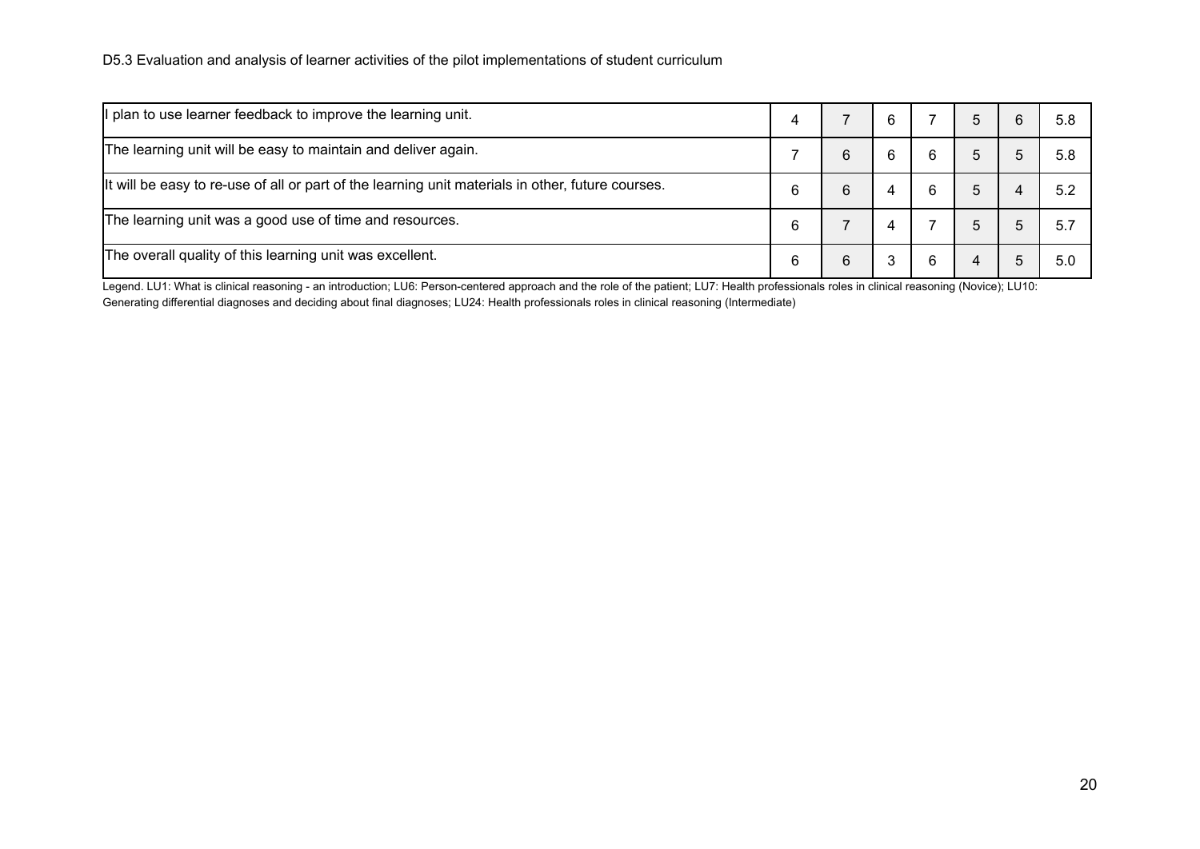| | | | | | | | |
|---|---|---|---|---|---|---|---|
| I plan to use learner feedback to improve the learning unit. | 4 | 7 | 6 | 7 | 5 | 6 | 5.8 |
| The learning unit will be easy to maintain and deliver again. | 7 | 6 | 6 | 6 | 5 | 5 | 5.8 |
| It will be easy to re-use of all or part of the learning unit materials in other, future courses. | 6 | 6 | 4 | 6 | 5 | 4 | 5.2 |
| The learning unit was a good use of time and resources. | 6 | 7 | 4 | 7 | 5 | 5 | 5.7 |
| The overall quality of this learning unit was excellent. | 6 | 6 | 3 | 6 | 4 | 5 | 5.0 |

Legend. LU1: What is clinical reasoning - an introduction; LU6: Person-centered approach and the role of the patient; LU7: Health professionals roles in clinical reasoning (Novice); LU10: Generating differential diagnoses and deciding about final diagnoses; LU24: Health professionals roles in clinical reasoning (Intermediate)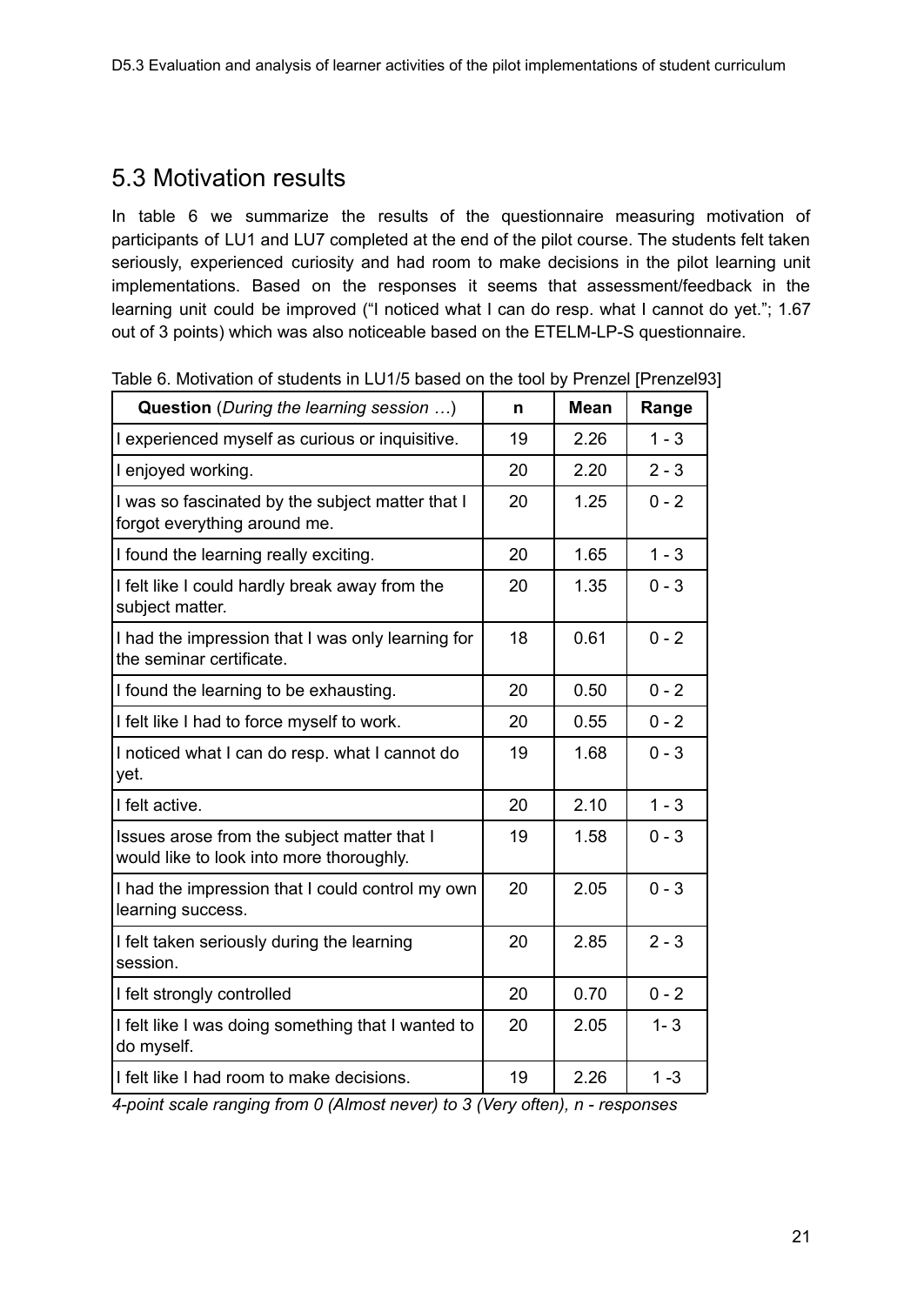## 5.3 Motivation results

In table 6 we summarize the results of the questionnaire measuring motivation of participants of LU1 and LU7 completed at the end of the pilot course. The students felt taken seriously, experienced curiosity and had room to make decisions in the pilot learning unit implementations. Based on the responses it seems that assessment/feedback in the learning unit could be improved ("I noticed what I can do resp. what I cannot do yet."; 1.67 out of 3 points) which was also noticeable based on the ETELM-LP-S questionnaire.

Table 6. Motivation of students in LU1/5 based on the tool by Prenzel [Prenzel93]

| **Question** (*During the learning session …*) | n | Mean | Range |
|---|---|---|---|
| I experienced myself as curious or inquisitive. | 19 | 2.26 | 1 - 3 |
| I enjoyed working. | 20 | 2.20 | 2 - 3 |
| I was so fascinated by the subject matter that I forgot everything around me. | 20 | 1.25 | 0 - 2 |
| I found the learning really exciting. | 20 | 1.65 | 1 - 3 |
| I felt like I could hardly break away from the subject matter. | 20 | 1.35 | 0 - 3 |
| I had the impression that I was only learning for the seminar certificate. | 18 | 0.61 | 0 - 2 |
| I found the learning to be exhausting. | 20 | 0.50 | 0 - 2 |
| I felt like I had to force myself to work. | 20 | 0.55 | 0 - 2 |
| I noticed what I can do resp. what I cannot do yet. | 19 | 1.68 | 0 - 3 |
| I felt active. | 20 | 2.10 | 1 - 3 |
| Issues arose from the subject matter that I would like to look into more thoroughly. | 19 | 1.58 | 0 - 3 |
| I had the impression that I could control my own learning success. | 20 | 2.05 | 0 - 3 |
| I felt taken seriously during the learning session. | 20 | 2.85 | 2 - 3 |
| I felt strongly controlled | 20 | 0.70 | 0 - 2 |
| I felt like I was doing something that I wanted to do myself. | 20 | 2.05 | 1- 3 |
| I felt like I had room to make decisions. | 19 | 2.26 | 1 -3 |

*4-point scale ranging from 0 (Almost never) to 3 (Very often), n - responses*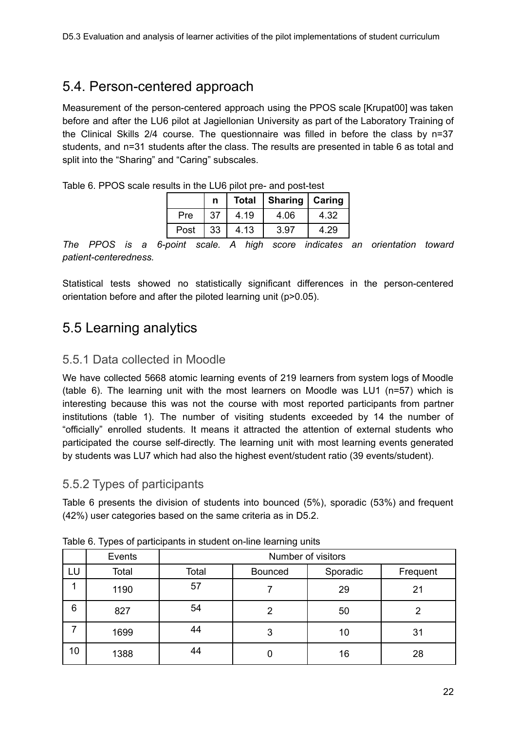## 5.4. Person-centered approach

Measurement of the person-centered approach using the PPOS scale [Krupat00] was taken before and after the LU6 pilot at Jagiellonian University as part of the Laboratory Training of the Clinical Skills 2/4 course. The questionnaire was filled in before the class by n=37 students, and n=31 students after the class. The results are presented in table 6 as total and split into the "Sharing" and "Caring" subscales.

Table 6. PPOS scale results in the LU6 pilot pre- and post-test

| | n | Total | Sharing | Caring |
|---|---|---|---|---|
| Pre | 37 | 4.19 | 4.06 | 4.32 |
| Post | 33 | 4.13 | 3.97 | 4.29 |

*The PPOS is a 6-point scale. A high score indicates an orientation toward patient-centeredness.*

Statistical tests showed no statistically significant differences in the person-centered orientation before and after the piloted learning unit ($p>0.05$).

## 5.5 Learning analytics

### 5.5.1 Data collected in Moodle

We have collected 5668 atomic learning events of 219 learners from system logs of Moodle (table 6). The learning unit with the most learners on Moodle was LU1 (n=57) which is interesting because this was not the course with most reported participants from partner institutions (table 1). The number of visiting students exceeded by 14 the number of "officially" enrolled students. It means it attracted the attention of external students who participated the course self-directly. The learning unit with most learning events generated by students was LU7 which had also the highest event/student ratio (39 events/student).

### 5.5.2 Types of participants

Table 6 presents the division of students into bounced (5%), sporadic (53%) and frequent (42%) user categories based on the same criteria as in D5.2.

Table 6. Types of participants in student on-line learning units

| | Events | Number of visitors | | | |
|---|---|---|---|---|---|
| LU | Total | Total | Bounced | Sporadic | Frequent |
| 1 | 1190 | 57 | 7 | 29 | 21 |
| 6 | 827 | 54 | 2 | 50 | 2 |
| 7 | 1699 | 44 | 3 | 10 | 31 |
| 10 | 1388 | 44 | 0 | 16 | 28 |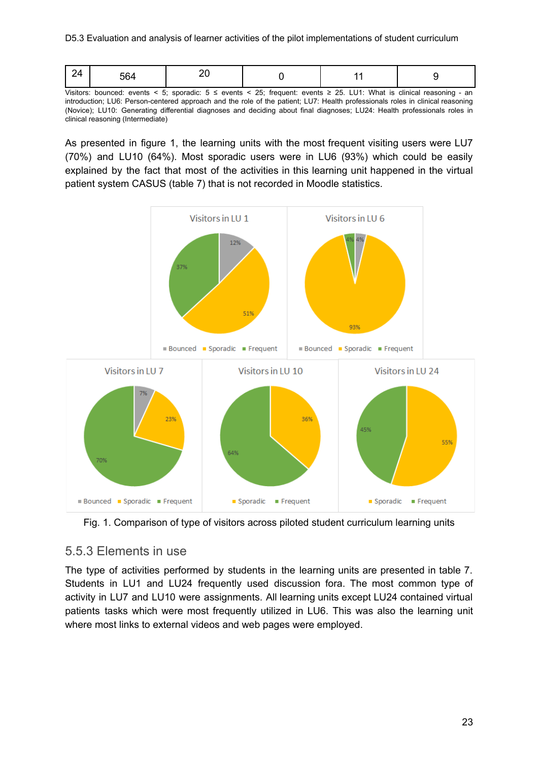| 24 | 564 | 20 | 0 | 11 | 9 |
|---|---|---|---|---|---|

Visitors: bounced: events < 5; sporadic: 5 ≤ events < 25; frequent: events ≥ 25. LU1: What is clinical reasoning - an introduction; LU6: Person-centered approach and the role of the patient; LU7: Health professionals roles in clinical reasoning (Novice); LU10: Generating differential diagnoses and deciding about final diagnoses; LU24: Health professionals roles in clinical reasoning (Intermediate)

As presented in figure 1, the learning units with the most frequent visiting users were LU7 (70%) and LU10 (64%). Most sporadic users were in LU6 (93%) which could be easily explained by the fact that most of the activities in this learning unit happened in the virtual patient system CASUS (table 7) that is not recorded in Moodle statistics.

Fig. 1. Comparison of type of visitors across piloted student curriculum learning units

## 5.5.3 Elements in use

The type of activities performed by students in the learning units are presented in table 7. Students in LU1 and LU24 frequently used discussion fora. The most common type of activity in LU7 and LU10 were assignments. All learning units except LU24 contained virtual patients tasks which were most frequently utilized in LU6. This was also the learning unit where most links to external videos and web pages were employed.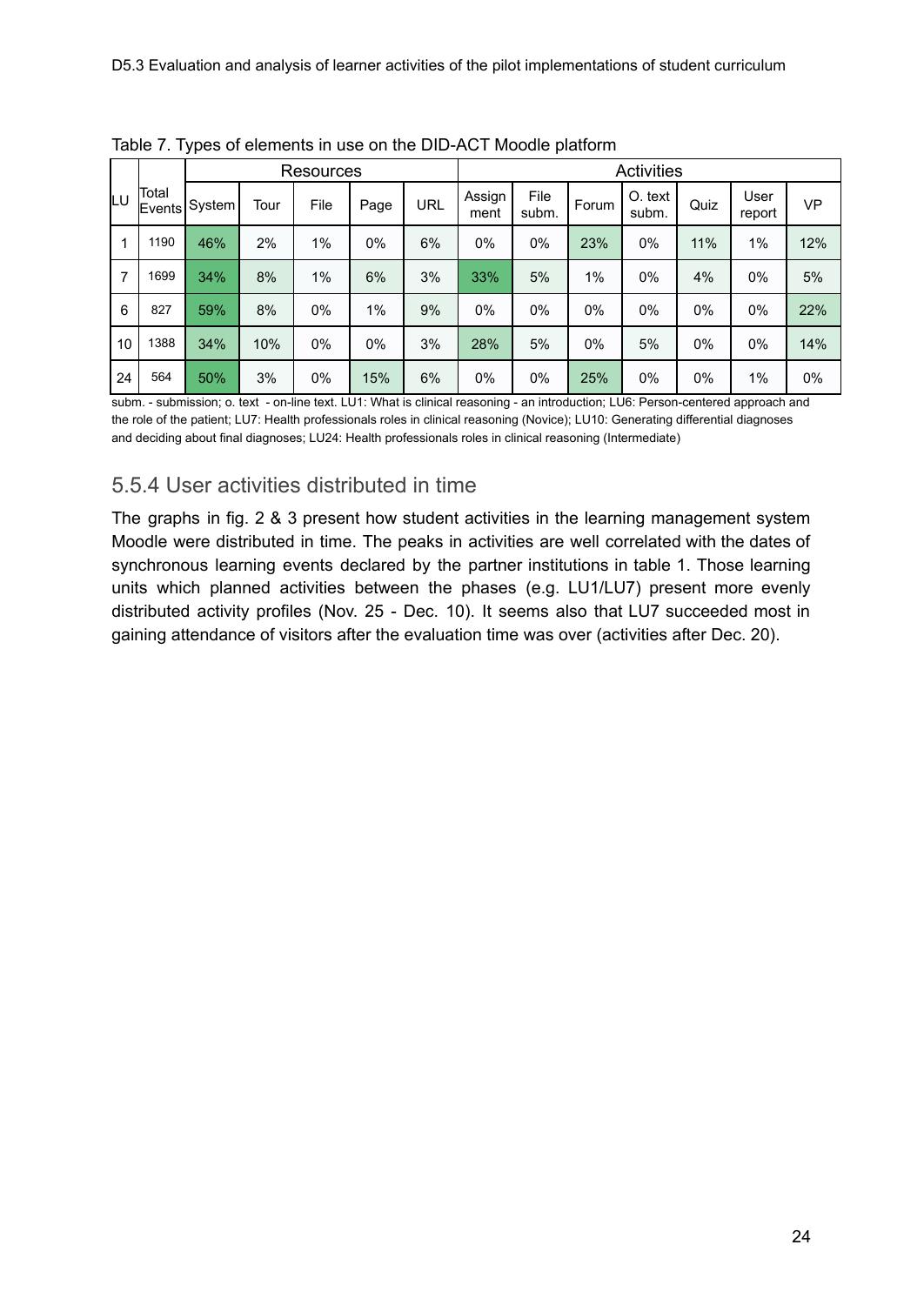Table 7. Types of elements in use on the DID-ACT Moodle platform

| LU | Total Events | Resources | | | | | Activities | | | | | | |
|---|---|---|---|---|---|---|---|---|---|---|---|---|---|
| | | System | Tour | File | Page | URL | Assign ment | File subm. | Forum | O. text subm. | Quiz | User report | VP |
| 1 | 1190 | 46% | 2% | 1% | 0% | 6% | 0% | 0% | 23% | 0% | 11% | 1% | 12% |
| 7 | 1699 | 34% | 8% | 1% | 6% | 3% | 33% | 5% | 1% | 0% | 4% | 0% | 5% |
| 6 | 827 | 59% | 8% | 0% | 1% | 9% | 0% | 0% | 0% | 0% | 0% | 0% | 22% |
| 10 | 1388 | 34% | 10% | 0% | 0% | 3% | 28% | 5% | 0% | 5% | 0% | 0% | 14% |
| 24 | 564 | 50% | 3% | 0% | 15% | 6% | 0% | 0% | 25% | 0% | 0% | 1% | 0% |

subm. - submission; o. text - on-line text. LU1: What is clinical reasoning - an introduction; LU6: Person-centered approach and the role of the patient; LU7: Health professionals roles in clinical reasoning (Novice); LU10: Generating differential diagnoses and deciding about final diagnoses; LU24: Health professionals roles in clinical reasoning (Intermediate)

### 5.5.4 User activities distributed in time

The graphs in fig. 2 & 3 present how student activities in the learning management system Moodle were distributed in time. The peaks in activities are well correlated with the dates of synchronous learning events declared by the partner institutions in table 1. Those learning units which planned activities between the phases (e.g. LU1/LU7) present more evenly distributed activity profiles (Nov. 25 - Dec. 10). It seems also that LU7 succeeded most in gaining attendance of visitors after the evaluation time was over (activities after Dec. 20).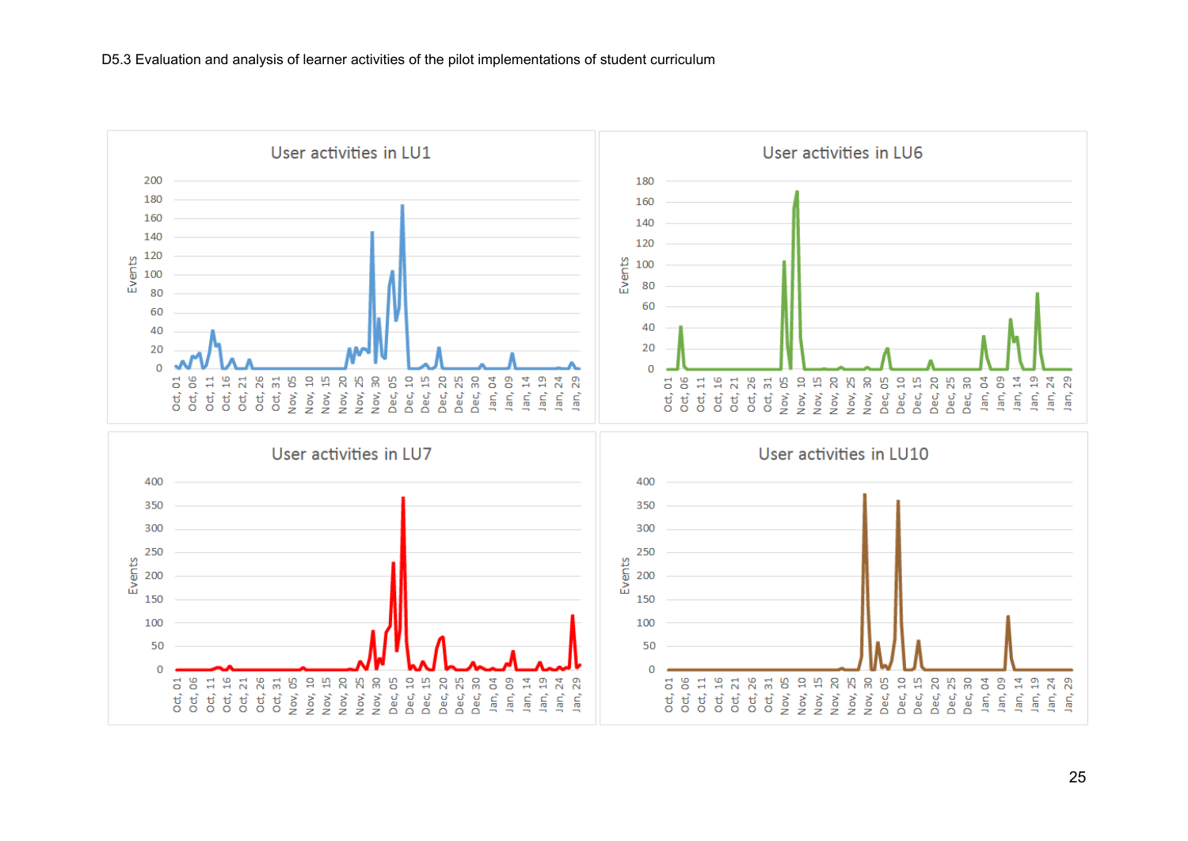User activities in LU1

User activities in LU6

User activities in LU7

User activities in LU10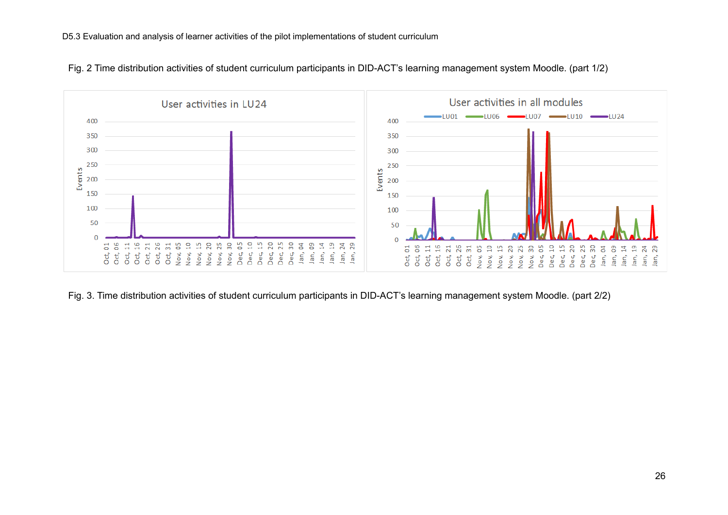Fig. 2 Time distribution activities of student curriculum participants in DID-ACT's learning management system Moodle. (part 1/2)

Fig. 3. Time distribution activities of student curriculum participants in DID-ACT's learning management system Moodle. (part 2/2)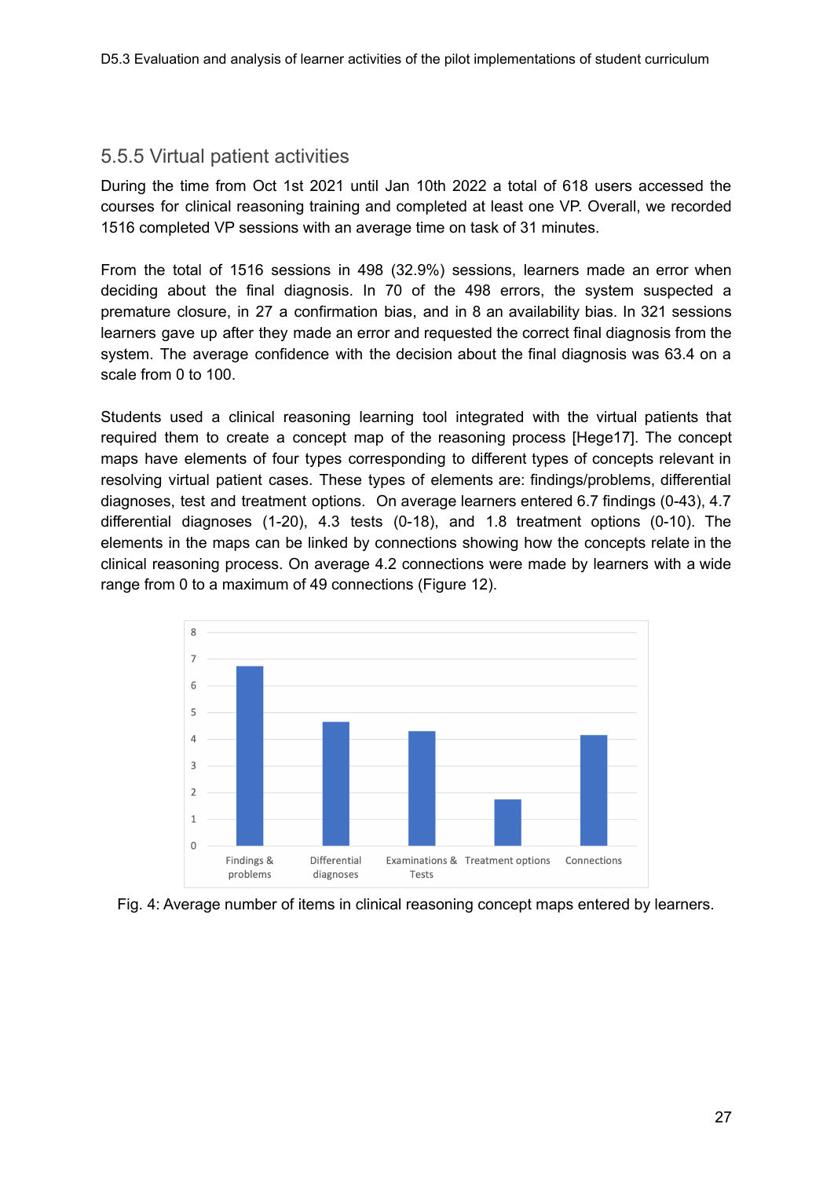### 5.5.5 Virtual patient activities

During the time from Oct 1st 2021 until Jan 10th 2022 a total of 618 users accessed the courses for clinical reasoning training and completed at least one VP. Overall, we recorded 1516 completed VP sessions with an average time on task of 31 minutes.

From the total of 1516 sessions in 498 (32.9%) sessions, learners made an error when deciding about the final diagnosis. In 70 of the 498 errors, the system suspected a premature closure, in 27 a confirmation bias, and in 8 an availability bias. In 321 sessions learners gave up after they made an error and requested the correct final diagnosis from the system. The average confidence with the decision about the final diagnosis was 63.4 on a scale from 0 to 100.

Students used a clinical reasoning learning tool integrated with the virtual patients that required them to create a concept map of the reasoning process [Hege17]. The concept maps have elements of four types corresponding to different types of concepts relevant in resolving virtual patient cases. These types of elements are: findings/problems, differential diagnoses, test and treatment options. On average learners entered 6.7 findings (0-43), 4.7 differential diagnoses (1-20), 4.3 tests (0-18), and 1.8 treatment options (0-10). The elements in the maps can be linked by connections showing how the concepts relate in the clinical reasoning process. On average 4.2 connections were made by learners with a wide range from 0 to a maximum of 49 connections (Figure 12).

Fig. 4: Average number of items in clinical reasoning concept maps entered by learners.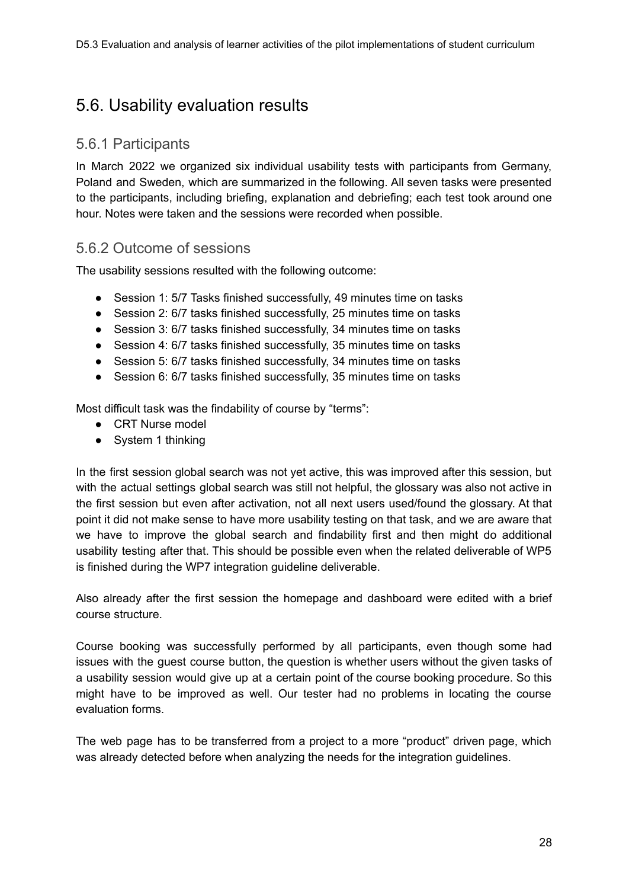## 5.6. Usability evaluation results

### 5.6.1 Participants

In March 2022 we organized six individual usability tests with participants from Germany, Poland and Sweden, which are summarized in the following. All seven tasks were presented to the participants, including briefing, explanation and debriefing; each test took around one hour. Notes were taken and the sessions were recorded when possible.

### 5.6.2 Outcome of sessions

The usability sessions resulted with the following outcome:

- Session 1: 5/7 Tasks finished successfully, 49 minutes time on tasks
- Session 2: 6/7 tasks finished successfully, 25 minutes time on tasks
- Session 3: 6/7 tasks finished successfully, 34 minutes time on tasks
- Session 4: 6/7 tasks finished successfully, 35 minutes time on tasks
- Session 5: 6/7 tasks finished successfully, 34 minutes time on tasks
- Session 6: 6/7 tasks finished successfully, 35 minutes time on tasks

Most difficult task was the findability of course by "terms":

- CRT Nurse model
- System 1 thinking

In the first session global search was not yet active, this was improved after this session, but with the actual settings global search was still not helpful, the glossary was also not active in the first session but even after activation, not all next users used/found the glossary. At that point it did not make sense to have more usability testing on that task, and we are aware that we have to improve the global search and findability first and then might do additional usability testing after that. This should be possible even when the related deliverable of WP5 is finished during the WP7 integration guideline deliverable.

Also already after the first session the homepage and dashboard were edited with a brief course structure.

Course booking was successfully performed by all participants, even though some had issues with the guest course button, the question is whether users without the given tasks of a usability session would give up at a certain point of the course booking procedure. So this might have to be improved as well. Our tester had no problems in locating the course evaluation forms.

The web page has to be transferred from a project to a more "product" driven page, which was already detected before when analyzing the needs for the integration guidelines.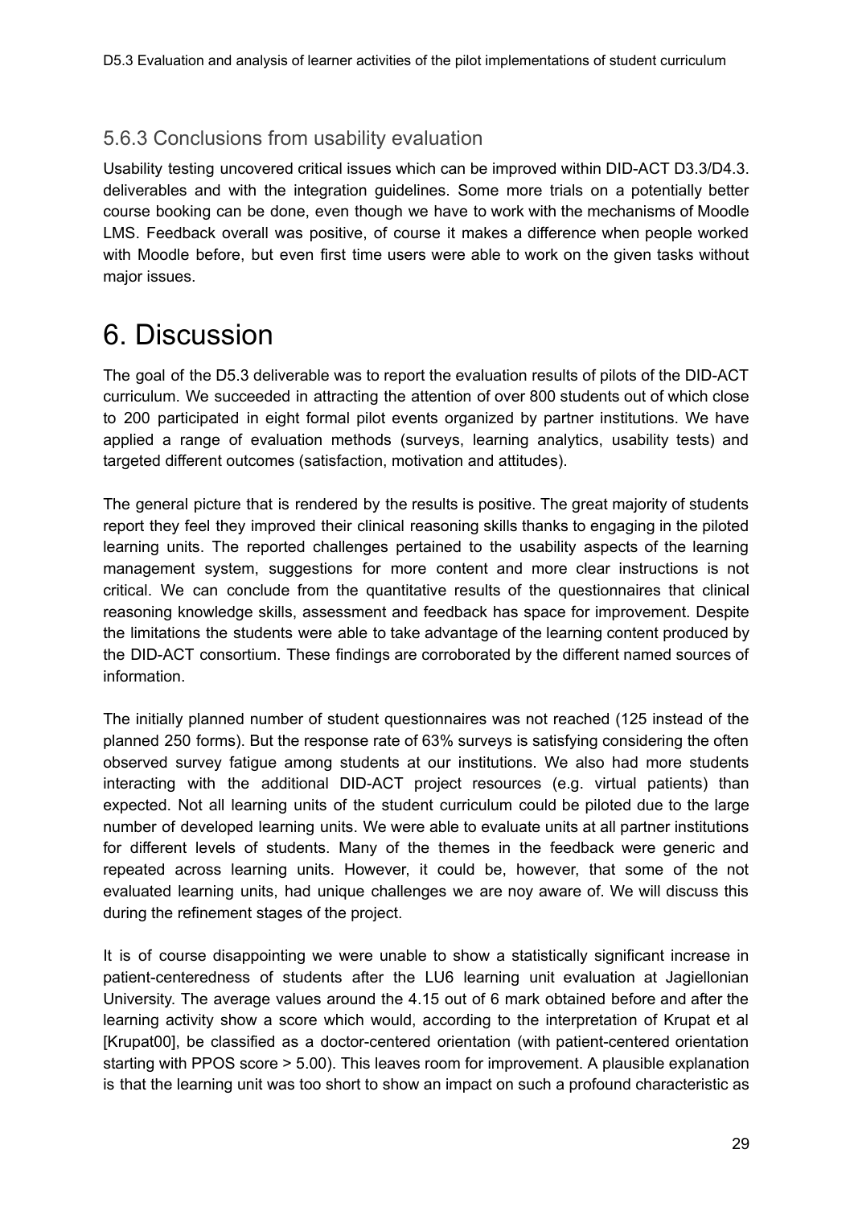### 5.6.3 Conclusions from usability evaluation

Usability testing uncovered critical issues which can be improved within DID-ACT D3.3/D4.3. deliverables and with the integration guidelines. Some more trials on a potentially better course booking can be done, even though we have to work with the mechanisms of Moodle LMS. Feedback overall was positive, of course it makes a difference when people worked with Moodle before, but even first time users were able to work on the given tasks without major issues.

# 6. Discussion

The goal of the D5.3 deliverable was to report the evaluation results of pilots of the DID-ACT curriculum. We succeeded in attracting the attention of over 800 students out of which close to 200 participated in eight formal pilot events organized by partner institutions. We have applied a range of evaluation methods (surveys, learning analytics, usability tests) and targeted different outcomes (satisfaction, motivation and attitudes).

The general picture that is rendered by the results is positive. The great majority of students report they feel they improved their clinical reasoning skills thanks to engaging in the piloted learning units. The reported challenges pertained to the usability aspects of the learning management system, suggestions for more content and more clear instructions is not critical. We can conclude from the quantitative results of the questionnaires that clinical reasoning knowledge skills, assessment and feedback has space for improvement. Despite the limitations the students were able to take advantage of the learning content produced by the DID-ACT consortium. These findings are corroborated by the different named sources of information.

The initially planned number of student questionnaires was not reached (125 instead of the planned 250 forms). But the response rate of 63% surveys is satisfying considering the often observed survey fatigue among students at our institutions. We also had more students interacting with the additional DID-ACT project resources (e.g. virtual patients) than expected. Not all learning units of the student curriculum could be piloted due to the large number of developed learning units. We were able to evaluate units at all partner institutions for different levels of students. Many of the themes in the feedback were generic and repeated across learning units. However, it could be, however, that some of the not evaluated learning units, had unique challenges we are noy aware of. We will discuss this during the refinement stages of the project.

It is of course disappointing we were unable to show a statistically significant increase in patient-centeredness of students after the LU6 learning unit evaluation at Jagiellonian University. The average values around the 4.15 out of 6 mark obtained before and after the learning activity show a score which would, according to the interpretation of Krupat et al [Krupat00], be classified as a doctor-centered orientation (with patient-centered orientation starting with PPOS score > 5.00). This leaves room for improvement. A plausible explanation is that the learning unit was too short to show an impact on such a profound characteristic as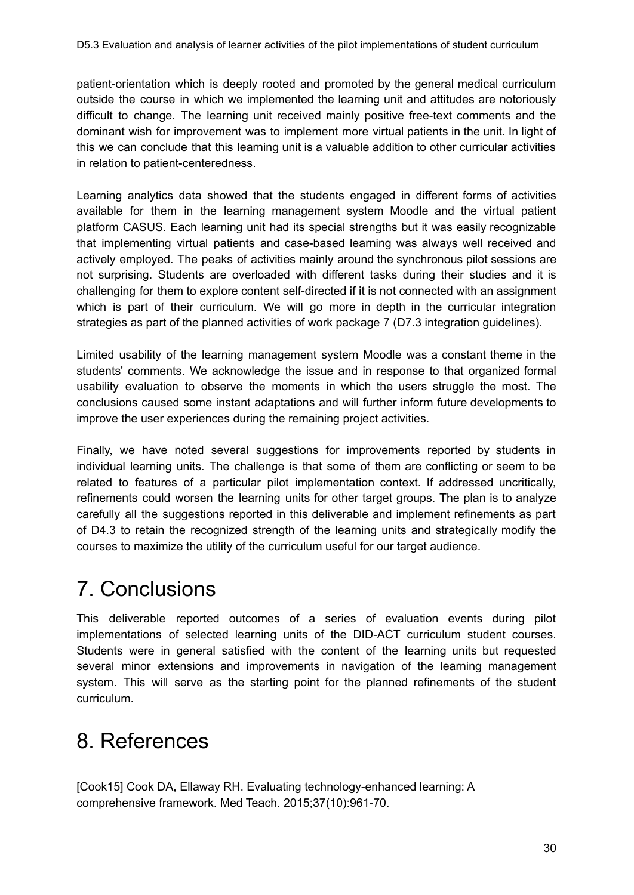patient-orientation which is deeply rooted and promoted by the general medical curriculum outside the course in which we implemented the learning unit and attitudes are notoriously difficult to change. The learning unit received mainly positive free-text comments and the dominant wish for improvement was to implement more virtual patients in the unit. In light of this we can conclude that this learning unit is a valuable addition to other curricular activities in relation to patient-centeredness.

Learning analytics data showed that the students engaged in different forms of activities available for them in the learning management system Moodle and the virtual patient platform CASUS. Each learning unit had its special strengths but it was easily recognizable that implementing virtual patients and case-based learning was always well received and actively employed. The peaks of activities mainly around the synchronous pilot sessions are not surprising. Students are overloaded with different tasks during their studies and it is challenging for them to explore content self-directed if it is not connected with an assignment which is part of their curriculum. We will go more in depth in the curricular integration strategies as part of the planned activities of work package 7 (D7.3 integration guidelines).

Limited usability of the learning management system Moodle was a constant theme in the students' comments. We acknowledge the issue and in response to that organized formal usability evaluation to observe the moments in which the users struggle the most. The conclusions caused some instant adaptations and will further inform future developments to improve the user experiences during the remaining project activities.

Finally, we have noted several suggestions for improvements reported by students in individual learning units. The challenge is that some of them are conflicting or seem to be related to features of a particular pilot implementation context. If addressed uncritically, refinements could worsen the learning units for other target groups. The plan is to analyze carefully all the suggestions reported in this deliverable and implement refinements as part of D4.3 to retain the recognized strength of the learning units and strategically modify the courses to maximize the utility of the curriculum useful for our target audience.

# 7. Conclusions

This deliverable reported outcomes of a series of evaluation events during pilot implementations of selected learning units of the DID-ACT curriculum student courses. Students were in general satisfied with the content of the learning units but requested several minor extensions and improvements in navigation of the learning management system. This will serve as the starting point for the planned refinements of the student curriculum.

# 8. References

[Cook15] Cook DA, Ellaway RH. Evaluating technology-enhanced learning: A comprehensive framework. Med Teach. 2015;37(10):961-70.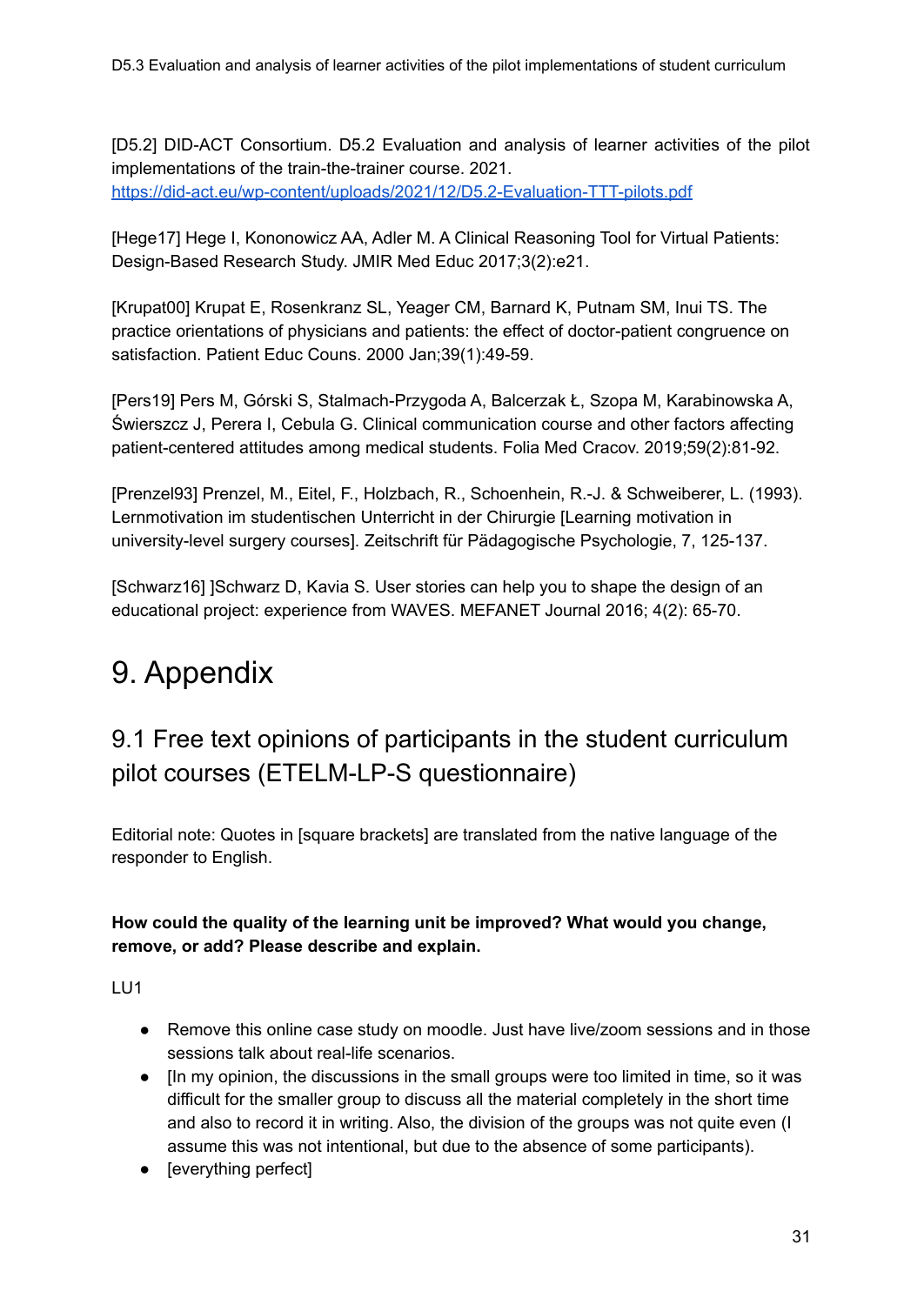[D5.2] DID-ACT Consortium. D5.2 Evaluation and analysis of learner activities of the pilot implementations of the train-the-trainer course. 2021. https://did-act.eu/wp-content/uploads/2021/12/D5.2-Evaluation-TTT-pilots.pdf

[Hege17] Hege I, Kononowicz AA, Adler M. A Clinical Reasoning Tool for Virtual Patients: Design-Based Research Study. JMIR Med Educ 2017;3(2):e21.

[Krupat00] Krupat E, Rosenkranz SL, Yeager CM, Barnard K, Putnam SM, Inui TS. The practice orientations of physicians and patients: the effect of doctor-patient congruence on satisfaction. Patient Educ Couns. 2000 Jan;39(1):49-59.

[Pers19] Pers M, Górski S, Stalmach-Przygoda A, Balcerzak Ł, Szopa M, Karabinowska A, Świerszcz J, Perera I, Cebula G. Clinical communication course and other factors affecting patient-centered attitudes among medical students. Folia Med Cracov. 2019;59(2):81-92.

[Prenzel93] Prenzel, M., Eitel, F., Holzbach, R., Schoenhein, R.-J. & Schweiberer, L. (1993). Lernmotivation im studentischen Unterricht in der Chirurgie [Learning motivation in university-level surgery courses]. Zeitschrift für Pädagogische Psychologie, 7, 125-137.

[Schwarz16] ]Schwarz D, Kavia S. User stories can help you to shape the design of an educational project: experience from WAVES. MEFANET Journal 2016; 4(2): 65-70.

# 9. Appendix

## 9.1 Free text opinions of participants in the student curriculum pilot courses (ETELM-LP-S questionnaire)

Editorial note: Quotes in [square brackets] are translated from the native language of the responder to English.

**How could the quality of the learning unit be improved? What would you change, remove, or add? Please describe and explain.**

LU1

- Remove this online case study on moodle. Just have live/zoom sessions and in those sessions talk about real-life scenarios.
- [In my opinion, the discussions in the small groups were too limited in time, so it was difficult for the smaller group to discuss all the material completely in the short time and also to record it in writing. Also, the division of the groups was not quite even (I assume this was not intentional, but due to the absence of some participants).
- [everything perfect]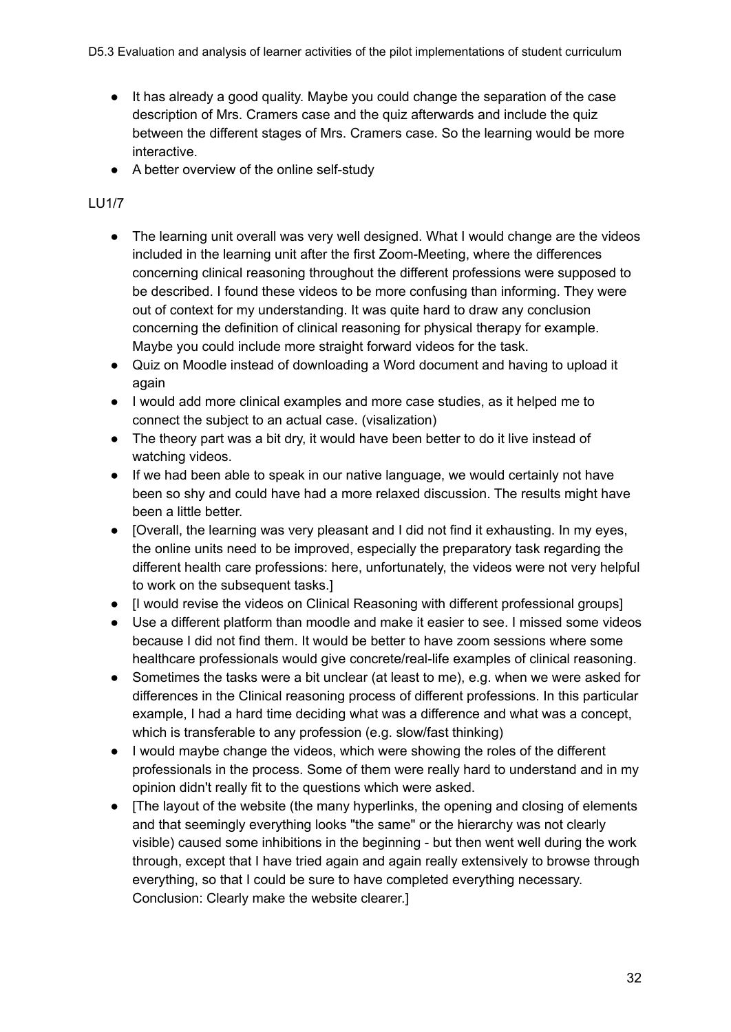- It has already a good quality. Maybe you could change the separation of the case description of Mrs. Cramers case and the quiz afterwards and include the quiz between the different stages of Mrs. Cramers case. So the learning would be more interactive.
- A better overview of the online self-study

LU1/7

- The learning unit overall was very well designed. What I would change are the videos included in the learning unit after the first Zoom-Meeting, where the differences concerning clinical reasoning throughout the different professions were supposed to be described. I found these videos to be more confusing than informing. They were out of context for my understanding. It was quite hard to draw any conclusion concerning the definition of clinical reasoning for physical therapy for example. Maybe you could include more straight forward videos for the task.
- Quiz on Moodle instead of downloading a Word document and having to upload it again
- I would add more clinical examples and more case studies, as it helped me to connect the subject to an actual case. (visalization)
- The theory part was a bit dry, it would have been better to do it live instead of watching videos.
- If we had been able to speak in our native language, we would certainly not have been so shy and could have had a more relaxed discussion. The results might have been a little better.
- [Overall, the learning was very pleasant and I did not find it exhausting. In my eyes, the online units need to be improved, especially the preparatory task regarding the different health care professions: here, unfortunately, the videos were not very helpful to work on the subsequent tasks.]
- [I would revise the videos on Clinical Reasoning with different professional groups]
- Use a different platform than moodle and make it easier to see. I missed some videos because I did not find them. It would be better to have zoom sessions where some healthcare professionals would give concrete/real-life examples of clinical reasoning.
- Sometimes the tasks were a bit unclear (at least to me), e.g. when we were asked for differences in the Clinical reasoning process of different professions. In this particular example, I had a hard time deciding what was a difference and what was a concept, which is transferable to any profession (e.g. slow/fast thinking)
- I would maybe change the videos, which were showing the roles of the different professionals in the process. Some of them were really hard to understand and in my opinion didn't really fit to the questions which were asked.
- [The layout of the website (the many hyperlinks, the opening and closing of elements and that seemingly everything looks "the same" or the hierarchy was not clearly visible) caused some inhibitions in the beginning - but then went well during the work through, except that I have tried again and again really extensively to browse through everything, so that I could be sure to have completed everything necessary. Conclusion: Clearly make the website clearer.]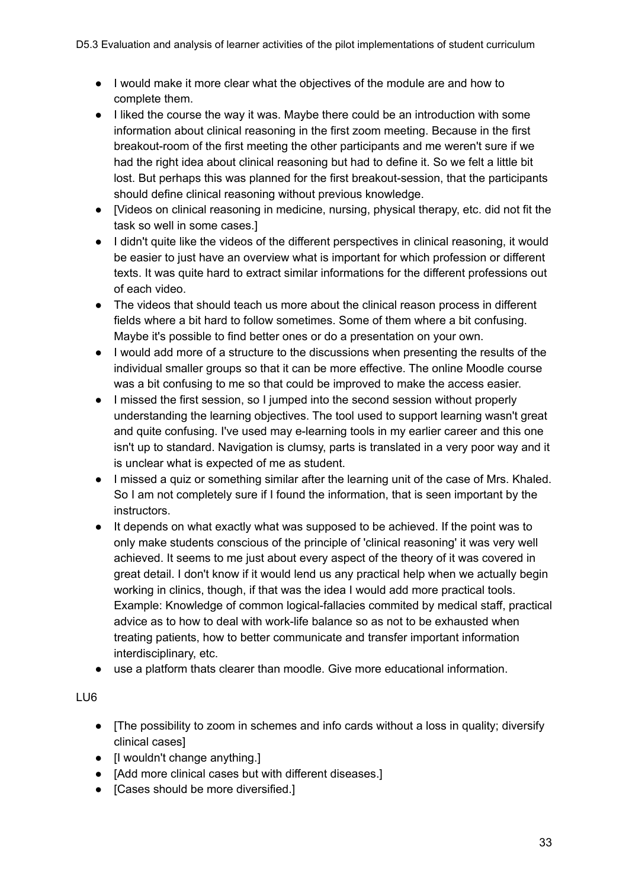- I would make it more clear what the objectives of the module are and how to complete them.
- I liked the course the way it was. Maybe there could be an introduction with some information about clinical reasoning in the first zoom meeting. Because in the first breakout-room of the first meeting the other participants and me weren't sure if we had the right idea about clinical reasoning but had to define it. So we felt a little bit lost. But perhaps this was planned for the first breakout-session, that the participants should define clinical reasoning without previous knowledge.
- [Videos on clinical reasoning in medicine, nursing, physical therapy, etc. did not fit the task so well in some cases.]
- I didn't quite like the videos of the different perspectives in clinical reasoning, it would be easier to just have an overview what is important for which profession or different texts. It was quite hard to extract similar informations for the different professions out of each video.
- The videos that should teach us more about the clinical reason process in different fields where a bit hard to follow sometimes. Some of them where a bit confusing. Maybe it's possible to find better ones or do a presentation on your own.
- I would add more of a structure to the discussions when presenting the results of the individual smaller groups so that it can be more effective. The online Moodle course was a bit confusing to me so that could be improved to make the access easier.
- I missed the first session, so I jumped into the second session without properly understanding the learning objectives. The tool used to support learning wasn't great and quite confusing. I've used may e-learning tools in my earlier career and this one isn't up to standard. Navigation is clumsy, parts is translated in a very poor way and it is unclear what is expected of me as student.
- I missed a quiz or something similar after the learning unit of the case of Mrs. Khaled. So I am not completely sure if I found the information, that is seen important by the instructors.
- It depends on what exactly what was supposed to be achieved. If the point was to only make students conscious of the principle of 'clinical reasoning' it was very well achieved. It seems to me just about every aspect of the theory of it was covered in great detail. I don't know if it would lend us any practical help when we actually begin working in clinics, though, if that was the idea I would add more practical tools. Example: Knowledge of common logical-fallacies commited by medical staff, practical advice as to how to deal with work-life balance so as not to be exhausted when treating patients, how to better communicate and transfer important information interdisciplinary, etc.
- use a platform thats clearer than moodle. Give more educational information.

LU6

- [The possibility to zoom in schemes and info cards without a loss in quality; diversify clinical cases]
- [I wouldn't change anything.]
- [Add more clinical cases but with different diseases.]
- [Cases should be more diversified.]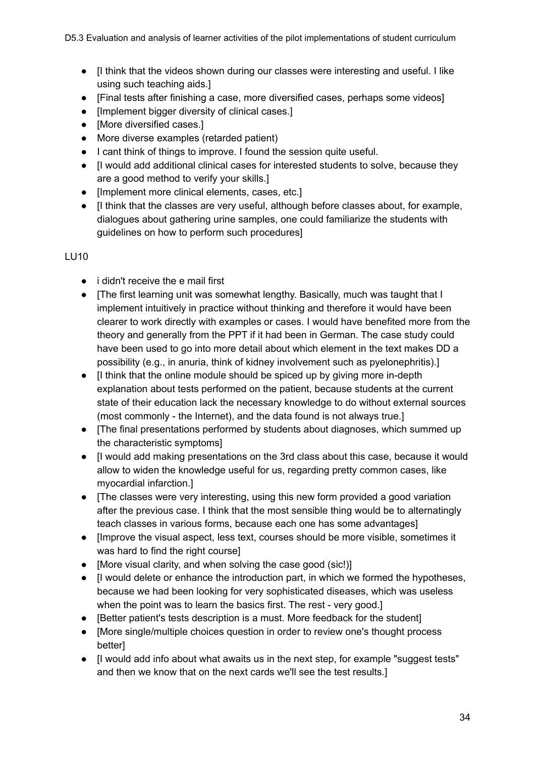- [I think that the videos shown during our classes were interesting and useful. I like using such teaching aids.]
- [Final tests after finishing a case, more diversified cases, perhaps some videos]
- [Implement bigger diversity of clinical cases.]
- [More diversified cases.]
- More diverse examples (retarded patient)
- I cant think of things to improve. I found the session quite useful.
- [I would add additional clinical cases for interested students to solve, because they are a good method to verify your skills.]
- [Implement more clinical elements, cases, etc.]
- [I think that the classes are very useful, although before classes about, for example, dialogues about gathering urine samples, one could familiarize the students with guidelines on how to perform such procedures]

LU10

- i didn't receive the e mail first
- [The first learning unit was somewhat lengthy. Basically, much was taught that I implement intuitively in practice without thinking and therefore it would have been clearer to work directly with examples or cases. I would have benefited more from the theory and generally from the PPT if it had been in German. The case study could have been used to go into more detail about which element in the text makes DD a possibility (e.g., in anuria, think of kidney involvement such as pyelonephritis).]
- [I think that the online module should be spiced up by giving more in-depth explanation about tests performed on the patient, because students at the current state of their education lack the necessary knowledge to do without external sources (most commonly - the Internet), and the data found is not always true.]
- [The final presentations performed by students about diagnoses, which summed up the characteristic symptoms]
- [I would add making presentations on the 3rd class about this case, because it would allow to widen the knowledge useful for us, regarding pretty common cases, like myocardial infarction.]
- [The classes were very interesting, using this new form provided a good variation after the previous case. I think that the most sensible thing would be to alternatingly teach classes in various forms, because each one has some advantages]
- [Improve the visual aspect, less text, courses should be more visible, sometimes it was hard to find the right course]
- [More visual clarity, and when solving the case good (sic!)]
- [I would delete or enhance the introduction part, in which we formed the hypotheses, because we had been looking for very sophisticated diseases, which was useless when the point was to learn the basics first. The rest - very good.]
- [Better patient's tests description is a must. More feedback for the student]
- [More single/multiple choices question in order to review one's thought process better]
- [I would add info about what awaits us in the next step, for example "suggest tests" and then we know that on the next cards we'll see the test results.]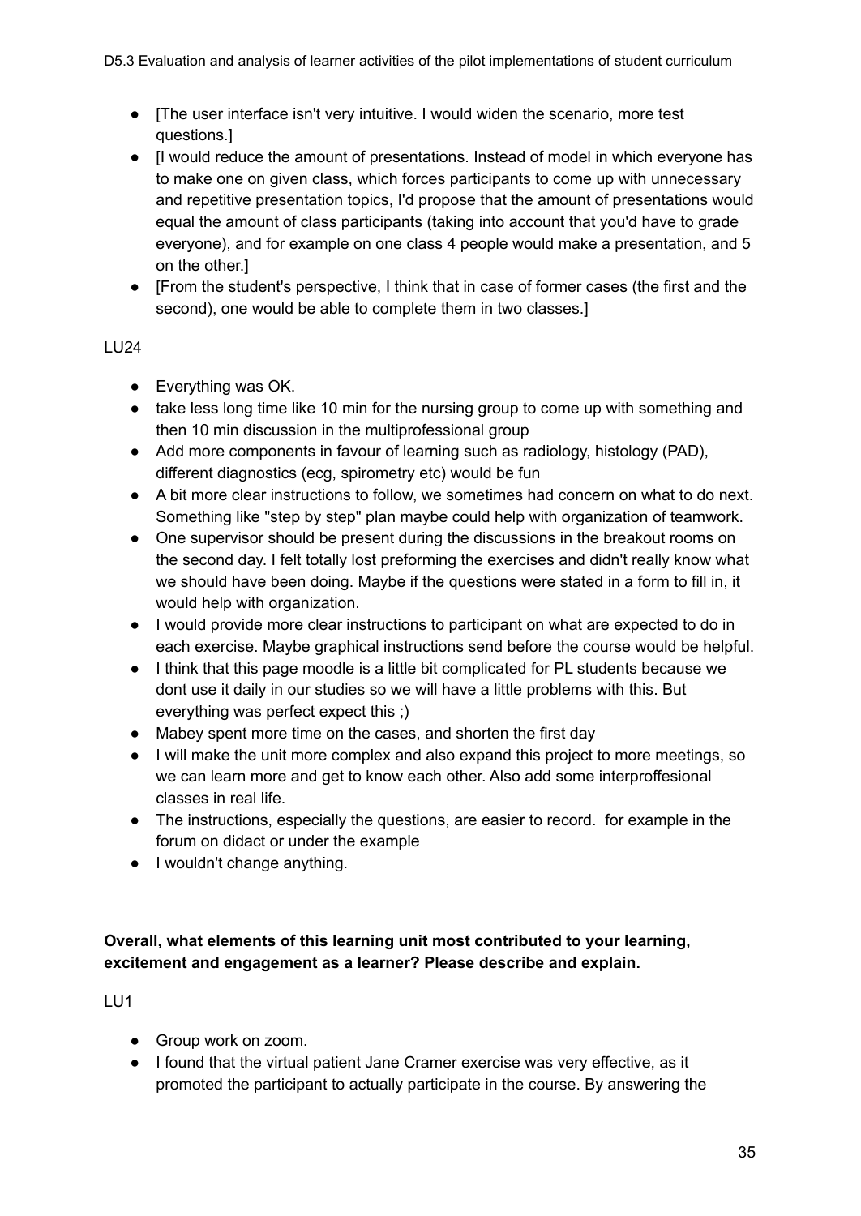- [The user interface isn't very intuitive. I would widen the scenario, more test questions.]
- [I would reduce the amount of presentations. Instead of model in which everyone has to make one on given class, which forces participants to come up with unnecessary and repetitive presentation topics, I'd propose that the amount of presentations would equal the amount of class participants (taking into account that you'd have to grade everyone), and for example on one class 4 people would make a presentation, and 5 on the other.]
- [From the student's perspective, I think that in case of former cases (the first and the second), one would be able to complete them in two classes.]

LU24

- Everything was OK.
- take less long time like 10 min for the nursing group to come up with something and then 10 min discussion in the multiprofessional group
- Add more components in favour of learning such as radiology, histology (PAD), different diagnostics (ecg, spirometry etc) would be fun
- A bit more clear instructions to follow, we sometimes had concern on what to do next. Something like "step by step" plan maybe could help with organization of teamwork.
- One supervisor should be present during the discussions in the breakout rooms on the second day. I felt totally lost preforming the exercises and didn't really know what we should have been doing. Maybe if the questions were stated in a form to fill in, it would help with organization.
- I would provide more clear instructions to participant on what are expected to do in each exercise. Maybe graphical instructions send before the course would be helpful.
- I think that this page moodle is a little bit complicated for PL students because we dont use it daily in our studies so we will have a little problems with this. But everything was perfect expect this ;)
- Mabey spent more time on the cases, and shorten the first day
- I will make the unit more complex and also expand this project to more meetings, so we can learn more and get to know each other. Also add some interproffesional classes in real life.
- The instructions, especially the questions, are easier to record. for example in the forum on didact or under the example
- I wouldn't change anything.

**Overall, what elements of this learning unit most contributed to your learning, excitement and engagement as a learner? Please describe and explain.**

LU1

- Group work on zoom.
- I found that the virtual patient Jane Cramer exercise was very effective, as it promoted the participant to actually participate in the course. By answering the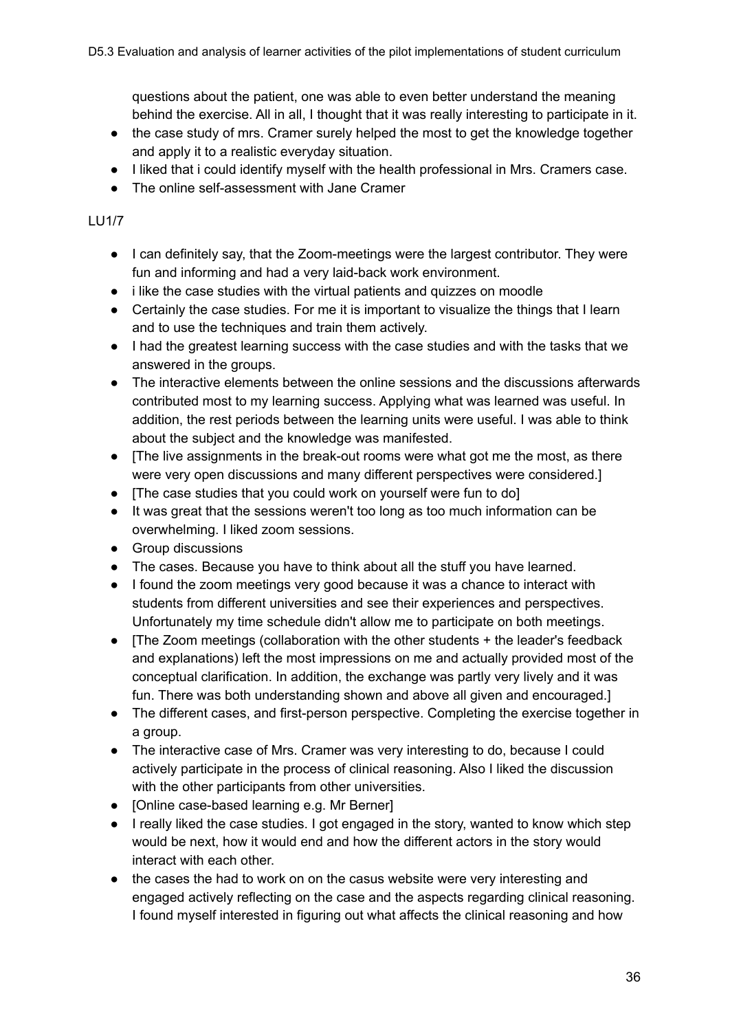questions about the patient, one was able to even better understand the meaning behind the exercise. All in all, I thought that it was really interesting to participate in it.

- the case study of mrs. Cramer surely helped the most to get the knowledge together and apply it to a realistic everyday situation.
- I liked that i could identify myself with the health professional in Mrs. Cramers case.
- The online self-assessment with Jane Cramer

LU1/7

- I can definitely say, that the Zoom-meetings were the largest contributor. They were fun and informing and had a very laid-back work environment.
- i like the case studies with the virtual patients and quizzes on moodle
- Certainly the case studies. For me it is important to visualize the things that I learn and to use the techniques and train them actively.
- I had the greatest learning success with the case studies and with the tasks that we answered in the groups.
- The interactive elements between the online sessions and the discussions afterwards contributed most to my learning success. Applying what was learned was useful. In addition, the rest periods between the learning units were useful. I was able to think about the subject and the knowledge was manifested.
- [The live assignments in the break-out rooms were what got me the most, as there were very open discussions and many different perspectives were considered.]
- [The case studies that you could work on yourself were fun to do]
- It was great that the sessions weren't too long as too much information can be overwhelming. I liked zoom sessions.
- Group discussions
- The cases. Because you have to think about all the stuff you have learned.
- I found the zoom meetings very good because it was a chance to interact with students from different universities and see their experiences and perspectives. Unfortunately my time schedule didn't allow me to participate on both meetings.
- [The Zoom meetings (collaboration with the other students + the leader's feedback and explanations) left the most impressions on me and actually provided most of the conceptual clarification. In addition, the exchange was partly very lively and it was fun. There was both understanding shown and above all given and encouraged.]
- The different cases, and first-person perspective. Completing the exercise together in a group.
- The interactive case of Mrs. Cramer was very interesting to do, because I could actively participate in the process of clinical reasoning. Also I liked the discussion with the other participants from other universities.
- [Online case-based learning e.g. Mr Berner]
- I really liked the case studies. I got engaged in the story, wanted to know which step would be next, how it would end and how the different actors in the story would interact with each other.
- the cases the had to work on on the casus website were very interesting and engaged actively reflecting on the case and the aspects regarding clinical reasoning. I found myself interested in figuring out what affects the clinical reasoning and how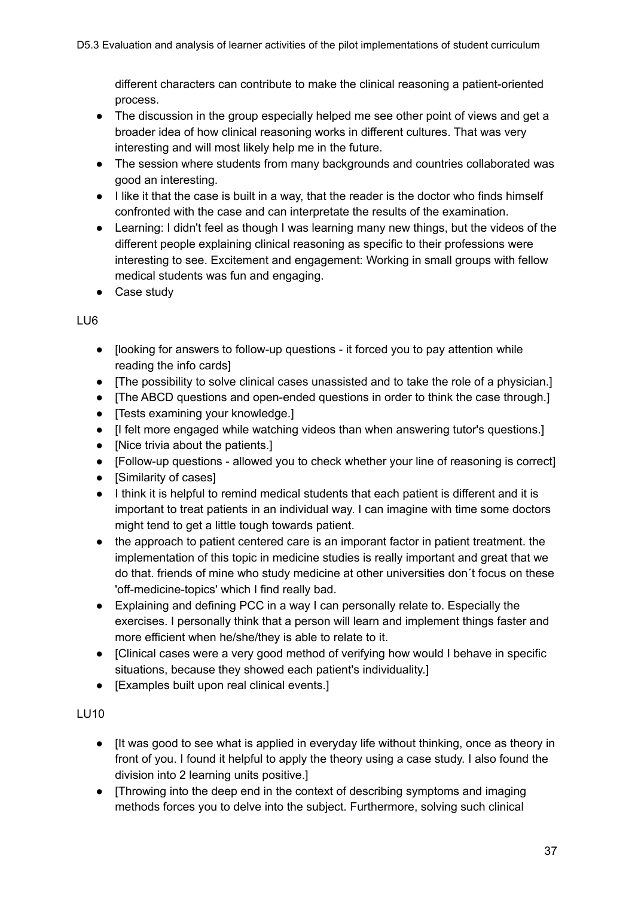different characters can contribute to make the clinical reasoning a patient-oriented process.

- The discussion in the group especially helped me see other point of views and get a broader idea of how clinical reasoning works in different cultures. That was very interesting and will most likely help me in the future.
- The session where students from many backgrounds and countries collaborated was good an interesting.
- I like it that the case is built in a way, that the reader is the doctor who finds himself confronted with the case and can interpretate the results of the examination.
- Learning: I didn't feel as though I was learning many new things, but the videos of the different people explaining clinical reasoning as specific to their professions were interesting to see. Excitement and engagement: Working in small groups with fellow medical students was fun and engaging.
- Case study

LU6

- [looking for answers to follow-up questions - it forced you to pay attention while reading the info cards]
- [The possibility to solve clinical cases unassisted and to take the role of a physician.]
- [The ABCD questions and open-ended questions in order to think the case through.]
- [Tests examining your knowledge.]
- [I felt more engaged while watching videos than when answering tutor's questions.]
- [Nice trivia about the patients.]
- [Follow-up questions - allowed you to check whether your line of reasoning is correct]
- [Similarity of cases]
- I think it is helpful to remind medical students that each patient is different and it is important to treat patients in an individual way. I can imagine with time some doctors might tend to get a little tough towards patient.
- the approach to patient centered care is an imporant factor in patient treatment. the implementation of this topic in medicine studies is really important and great that we do that. friends of mine who study medicine at other universities don´t focus on these 'off-medicine-topics' which I find really bad.
- Explaining and defining PCC in a way I can personally relate to. Especially the exercises. I personally think that a person will learn and implement things faster and more efficient when he/she/they is able to relate to it.
- [Clinical cases were a very good method of verifying how would I behave in specific situations, because they showed each patient's individuality.]
- [Examples built upon real clinical events.]

LU10

- [It was good to see what is applied in everyday life without thinking, once as theory in front of you. I found it helpful to apply the theory using a case study. I also found the division into 2 learning units positive.]
- [Throwing into the deep end in the context of describing symptoms and imaging methods forces you to delve into the subject. Furthermore, solving such clinical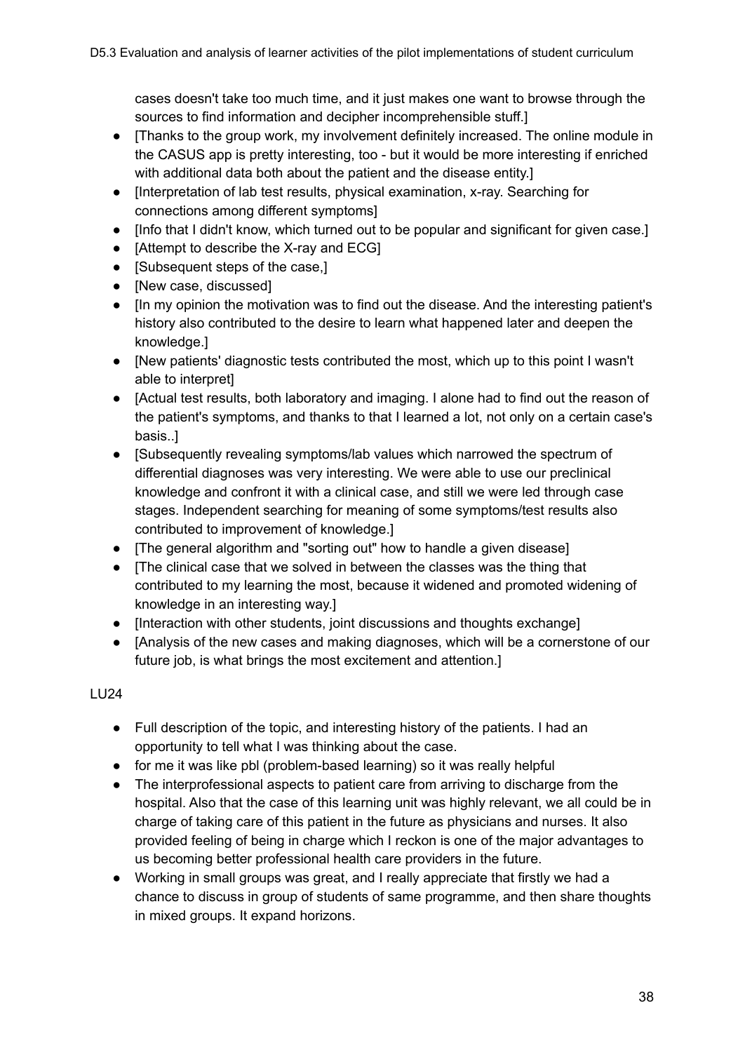cases doesn't take too much time, and it just makes one want to browse through the sources to find information and decipher incomprehensible stuff.]

- [Thanks to the group work, my involvement definitely increased. The online module in the CASUS app is pretty interesting, too - but it would be more interesting if enriched with additional data both about the patient and the disease entity.]
- [Interpretation of lab test results, physical examination, x-ray. Searching for connections among different symptoms]
- [Info that I didn't know, which turned out to be popular and significant for given case.]
- [Attempt to describe the X-ray and ECG]
- [Subsequent steps of the case,]
- [New case, discussed]
- [In my opinion the motivation was to find out the disease. And the interesting patient's history also contributed to the desire to learn what happened later and deepen the knowledge.]
- [New patients' diagnostic tests contributed the most, which up to this point I wasn't able to interpret]
- [Actual test results, both laboratory and imaging. I alone had to find out the reason of the patient's symptoms, and thanks to that I learned a lot, not only on a certain case's basis..]
- [Subsequently revealing symptoms/lab values which narrowed the spectrum of differential diagnoses was very interesting. We were able to use our preclinical knowledge and confront it with a clinical case, and still we were led through case stages. Independent searching for meaning of some symptoms/test results also contributed to improvement of knowledge.]
- [The general algorithm and "sorting out" how to handle a given disease]
- [The clinical case that we solved in between the classes was the thing that contributed to my learning the most, because it widened and promoted widening of knowledge in an interesting way.]
- [Interaction with other students, joint discussions and thoughts exchange]
- [Analysis of the new cases and making diagnoses, which will be a cornerstone of our future job, is what brings the most excitement and attention.]

LU24

- Full description of the topic, and interesting history of the patients. I had an opportunity to tell what I was thinking about the case.
- for me it was like pbl (problem-based learning) so it was really helpful
- The interprofessional aspects to patient care from arriving to discharge from the hospital. Also that the case of this learning unit was highly relevant, we all could be in charge of taking care of this patient in the future as physicians and nurses. It also provided feeling of being in charge which I reckon is one of the major advantages to us becoming better professional health care providers in the future.
- Working in small groups was great, and I really appreciate that firstly we had a chance to discuss in group of students of same programme, and then share thoughts in mixed groups. It expand horizons.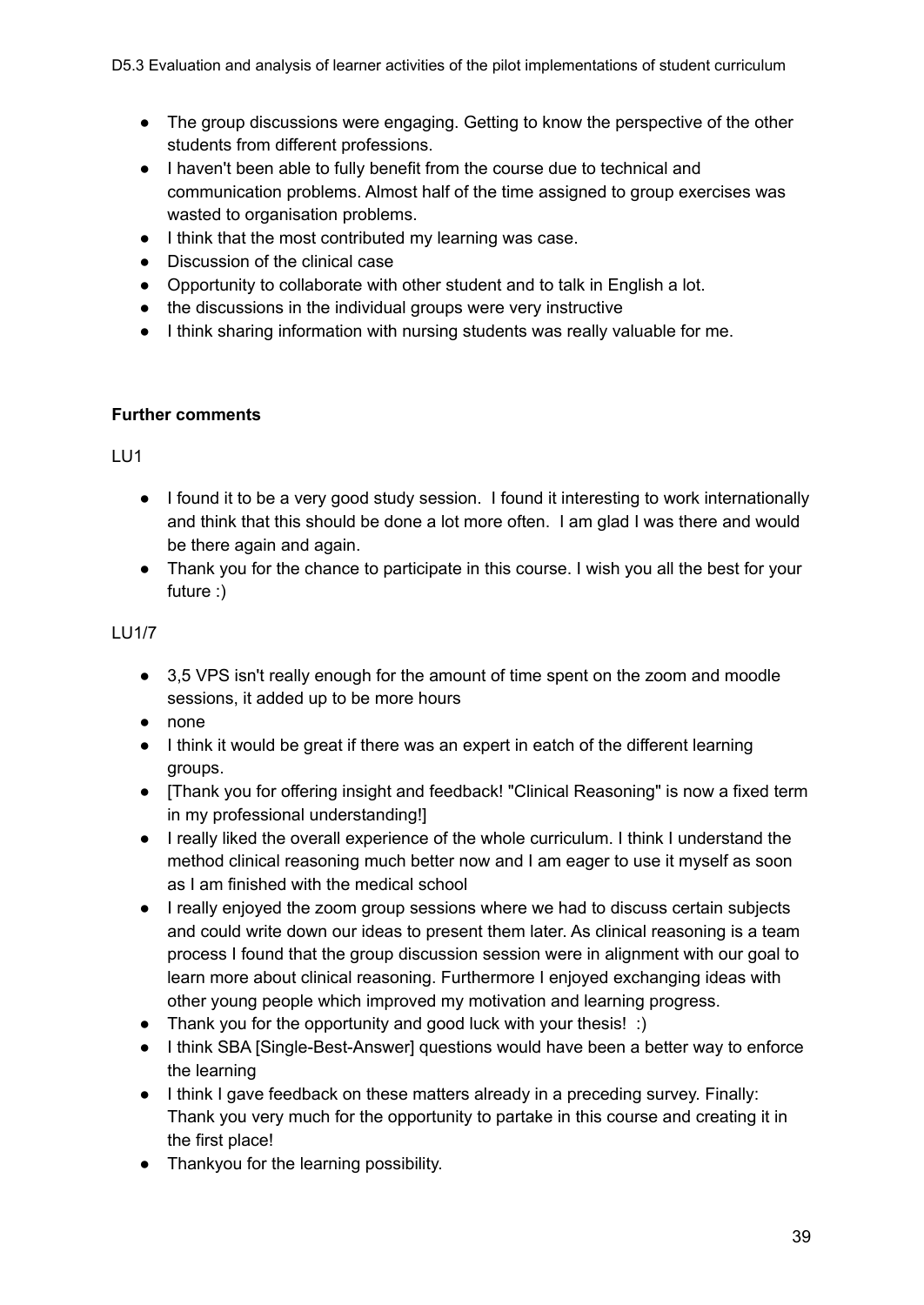- The group discussions were engaging. Getting to know the perspective of the other students from different professions.
- I haven't been able to fully benefit from the course due to technical and communication problems. Almost half of the time assigned to group exercises was wasted to organisation problems.
- I think that the most contributed my learning was case.
- Discussion of the clinical case
- Opportunity to collaborate with other student and to talk in English a lot.
- the discussions in the individual groups were very instructive
- I think sharing information with nursing students was really valuable for me.

**Further comments**

LU1

- I found it to be a very good study session. I found it interesting to work internationally and think that this should be done a lot more often. I am glad I was there and would be there again and again.
- Thank you for the chance to participate in this course. I wish you all the best for your future :)

LU1/7

- 3,5 VPS isn't really enough for the amount of time spent on the zoom and moodle sessions, it added up to be more hours
- none
- I think it would be great if there was an expert in eatch of the different learning groups.
- [Thank you for offering insight and feedback! "Clinical Reasoning" is now a fixed term in my professional understanding!]
- I really liked the overall experience of the whole curriculum. I think I understand the method clinical reasoning much better now and I am eager to use it myself as soon as I am finished with the medical school
- I really enjoyed the zoom group sessions where we had to discuss certain subjects and could write down our ideas to present them later. As clinical reasoning is a team process I found that the group discussion session were in alignment with our goal to learn more about clinical reasoning. Furthermore I enjoyed exchanging ideas with other young people which improved my motivation and learning progress.
- Thank you for the opportunity and good luck with your thesis! :)
- I think SBA [Single-Best-Answer] questions would have been a better way to enforce the learning
- I think I gave feedback on these matters already in a preceding survey. Finally: Thank you very much for the opportunity to partake in this course and creating it in the first place!
- Thankyou for the learning possibility.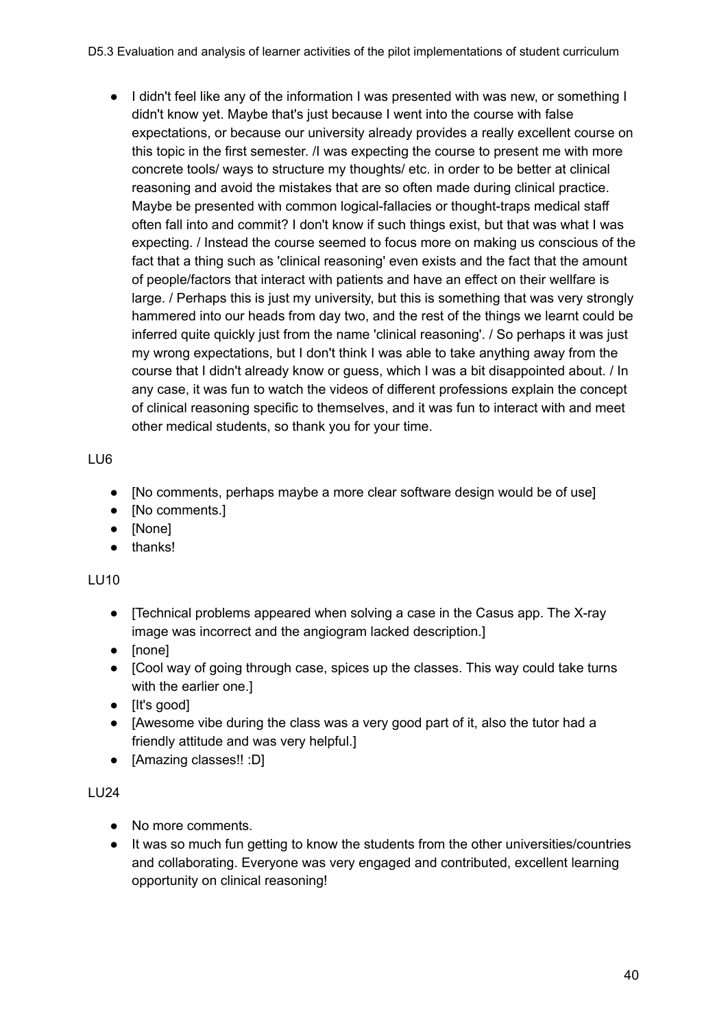- I didn't feel like any of the information I was presented with was new, or something I didn't know yet. Maybe that's just because I went into the course with false expectations, or because our university already provides a really excellent course on this topic in the first semester. /I was expecting the course to present me with more concrete tools/ ways to structure my thoughts/ etc. in order to be better at clinical reasoning and avoid the mistakes that are so often made during clinical practice. Maybe be presented with common logical-fallacies or thought-traps medical staff often fall into and commit? I don't know if such things exist, but that was what I was expecting. / Instead the course seemed to focus more on making us conscious of the fact that a thing such as 'clinical reasoning' even exists and the fact that the amount of people/factors that interact with patients and have an effect on their wellfare is large. / Perhaps this is just my university, but this is something that was very strongly hammered into our heads from day two, and the rest of the things we learnt could be inferred quite quickly just from the name 'clinical reasoning'. / So perhaps it was just my wrong expectations, but I don't think I was able to take anything away from the course that I didn't already know or guess, which I was a bit disappointed about. / In any case, it was fun to watch the videos of different professions explain the concept of clinical reasoning specific to themselves, and it was fun to interact with and meet other medical students, so thank you for your time.

LU6

- [No comments, perhaps maybe a more clear software design would be of use]
- [No comments.]
- [None]
- thanks!

LU10

- [Technical problems appeared when solving a case in the Casus app. The X-ray image was incorrect and the angiogram lacked description.]
- [none]
- [Cool way of going through case, spices up the classes. This way could take turns with the earlier one.]
- [It's good]
- [Awesome vibe during the class was a very good part of it, also the tutor had a friendly attitude and was very helpful.]
- [Amazing classes!! :D]

LU24

- No more comments.
- It was so much fun getting to know the students from the other universities/countries and collaborating. Everyone was very engaged and contributed, excellent learning opportunity on clinical reasoning!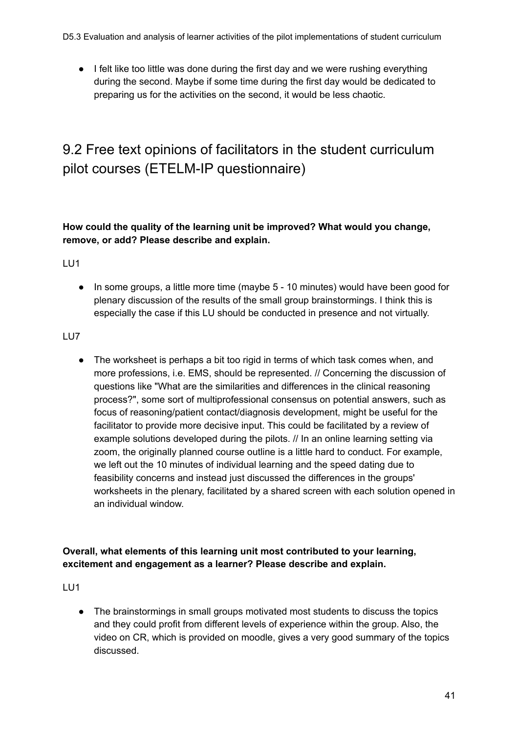- I felt like too little was done during the first day and we were rushing everything during the second. Maybe if some time during the first day would be dedicated to preparing us for the activities on the second, it would be less chaotic.

## 9.2 Free text opinions of facilitators in the student curriculum pilot courses (ETELM-IP questionnaire)

**How could the quality of the learning unit be improved? What would you change, remove, or add? Please describe and explain.**

LU1

- In some groups, a little more time (maybe 5 - 10 minutes) would have been good for plenary discussion of the results of the small group brainstormings. I think this is especially the case if this LU should be conducted in presence and not virtually.

LU7

- The worksheet is perhaps a bit too rigid in terms of which task comes when, and more professions, i.e. EMS, should be represented. // Concerning the discussion of questions like "What are the similarities and differences in the clinical reasoning process?", some sort of multiprofessional consensus on potential answers, such as focus of reasoning/patient contact/diagnosis development, might be useful for the facilitator to provide more decisive input. This could be facilitated by a review of example solutions developed during the pilots. // In an online learning setting via zoom, the originally planned course outline is a little hard to conduct. For example, we left out the 10 minutes of individual learning and the speed dating due to feasibility concerns and instead just discussed the differences in the groups' worksheets in the plenary, facilitated by a shared screen with each solution opened in an individual window.

**Overall, what elements of this learning unit most contributed to your learning, excitement and engagement as a learner? Please describe and explain.**

LU1

- The brainstormings in small groups motivated most students to discuss the topics and they could profit from different levels of experience within the group. Also, the video on CR, which is provided on moodle, gives a very good summary of the topics discussed.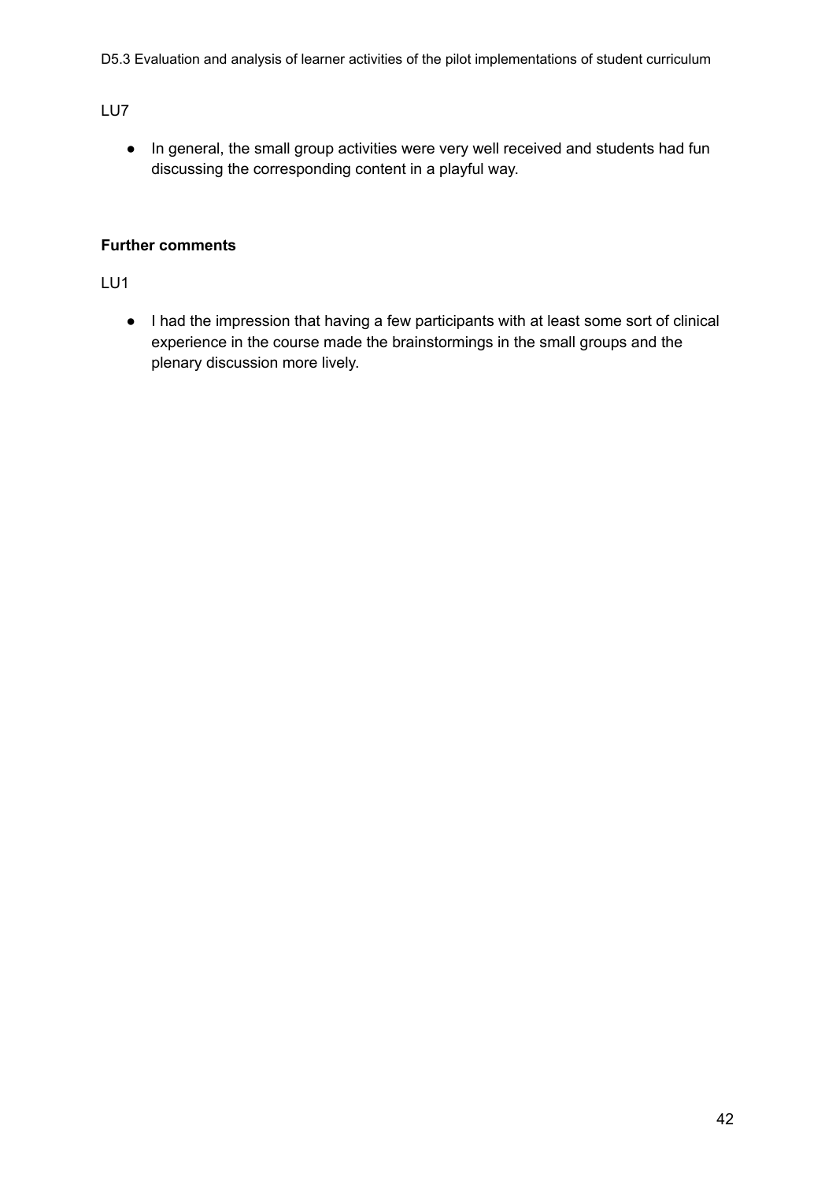LU7

- In general, the small group activities were very well received and students had fun discussing the corresponding content in a playful way.

**Further comments**

LU1

- I had the impression that having a few participants with at least some sort of clinical experience in the course made the brainstormings in the small groups and the plenary discussion more lively.